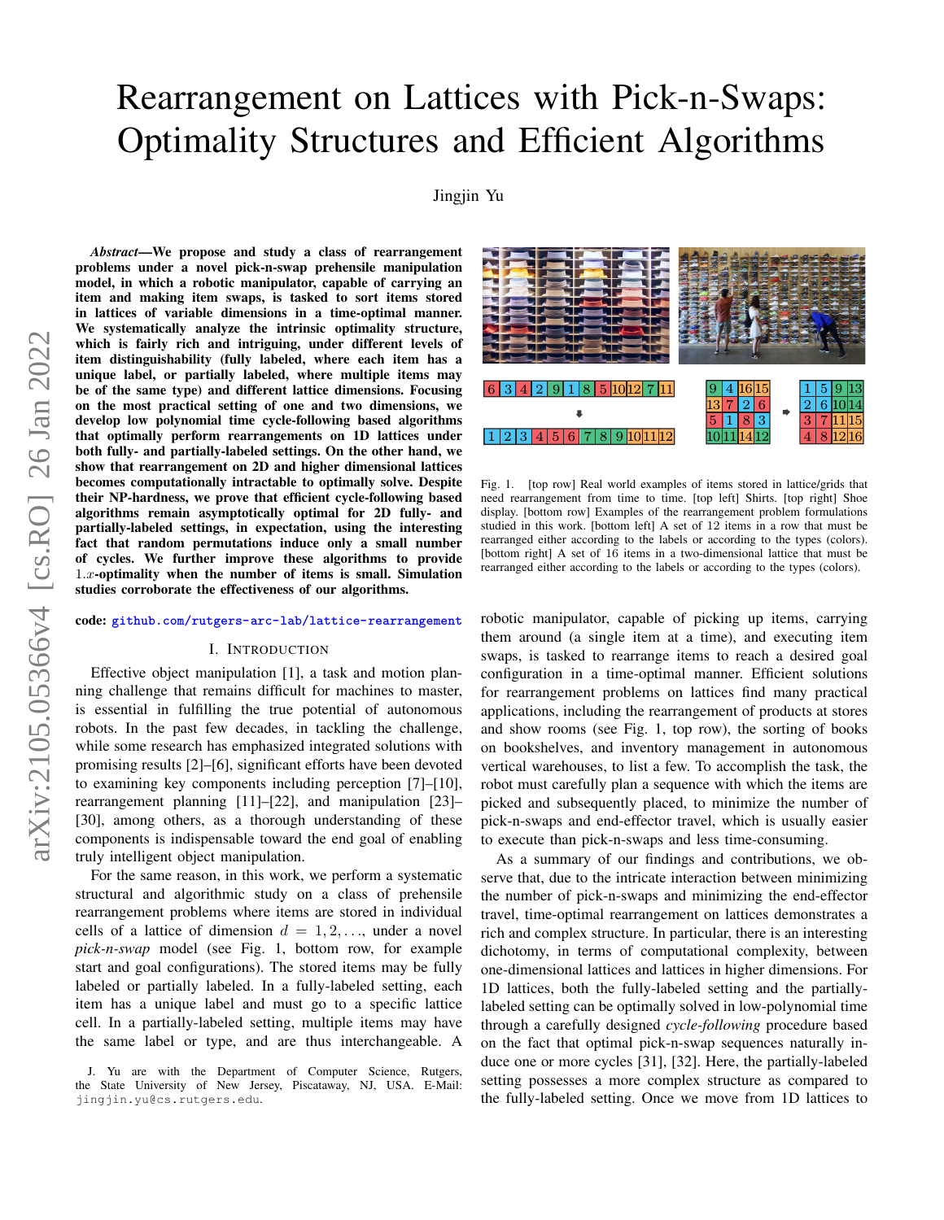# Rearrangement on Lattices with Pick-n-Swaps: Optimality Structures and Efficient Algorithms

Jingjin Yu

***Abstract*—We propose and study a class of rearrangement problems under a novel pick-n-swap prehensile manipulation model, in which a robotic manipulator, capable of carrying an item and making item swaps, is tasked to sort items stored in lattices of variable dimensions in a time-optimal manner. We systematically analyze the intrinsic optimality structure, which is fairly rich and intriguing, under different levels of item distinguishability (fully labeled, where each item has a unique label, or partially labeled, where multiple items may be of the same type) and different lattice dimensions. Focusing on the most practical setting of one and two dimensions, we develop low polynomial time cycle-following based algorithms that optimally perform rearrangements on 1D lattices under both fully- and partially-labeled settings. On the other hand, we show that rearrangement on 2D and higher dimensional lattices becomes computationally intractable to optimally solve. Despite their NP-hardness, we prove that efficient cycle-following based algorithms remain asymptotically optimal for 2D fully- and partially-labeled settings, in expectation, using the interesting fact that random permutations induce only a small number of cycles. We further improve these algorithms to provide $1.x$-optimality when the number of items is small. Simulation studies corroborate the effectiveness of our algorithms.**

**code:** github.com/rutgers-arc-lab/lattice-rearrangement

## I. Introduction

Effective object manipulation [1], a task and motion planning challenge that remains difficult for machines to master, is essential in fulfilling the true potential of autonomous robots. In the past few decades, in tackling the challenge, while some research has emphasized integrated solutions with promising results [2]–[6], significant efforts have been devoted to examining key components including perception [7]–[10], rearrangement planning [11]–[22], and manipulation [23]–[30], among others, as a thorough understanding of these components is indispensable toward the end goal of enabling truly intelligent object manipulation.

For the same reason, in this work, we perform a systematic structural and algorithmic study on a class of prehensile rearrangement problems where items are stored in individual cells of a lattice of dimension $d = 1, 2, \ldots$, under a novel *pick-n-swap* model (see Fig. 1, bottom row, for example start and goal configurations). The stored items may be fully labeled or partially labeled. In a fully-labeled setting, each item has a unique label and must go to a specific lattice cell. In a partially-labeled setting, multiple items may have the same label or type, and are thus interchangeable. A robotic manipulator, capable of picking up items, carrying them around (a single item at a time), and executing item swaps, is tasked to rearrange items to reach a desired goal configuration in a time-optimal manner. Efficient solutions for rearrangement problems on lattices find many practical applications, including the rearrangement of products at stores and show rooms (see Fig. 1, top row), the sorting of books on bookshelves, and inventory management in autonomous vertical warehouses, to list a few. To accomplish the task, the robot must carefully plan a sequence with which the items are picked and subsequently placed, to minimize the number of pick-n-swaps and end-effector travel, which is usually easier to execute than pick-n-swaps and less time-consuming.

Fig. 1. [top row] Real world examples of items stored in lattice/grids that need rearrangement from time to time. [top left] Shirts. [top right] Shoe display. [bottom row] Examples of the rearrangement problem formulations studied in this work. [bottom left] A set of 12 items in a row that must be rearranged either according to the labels or according to the types (colors). [bottom right] A set of 16 items in a two-dimensional lattice that must be rearranged either according to the labels or according to the types (colors).

As a summary of our findings and contributions, we observe that, due to the intricate interaction between minimizing the number of pick-n-swaps and minimizing the end-effector travel, time-optimal rearrangement on lattices demonstrates a rich and complex structure. In particular, there is an interesting dichotomy, in terms of computational complexity, between one-dimensional lattices and lattices in higher dimensions. For 1D lattices, both the fully-labeled setting and the partially-labeled setting can be optimally solved in low-polynomial time through a carefully designed *cycle-following* procedure based on the fact that optimal pick-n-swap sequences naturally induce one or more cycles [31], [32]. Here, the partially-labeled setting possesses a more complex structure as compared to the fully-labeled setting. Once we move from 1D lattices to

J. Yu are with the Department of Computer Science, Rutgers, the State University of New Jersey, Piscataway, NJ, USA. E-Mail: jingjin.yu@cs.rutgers.edu.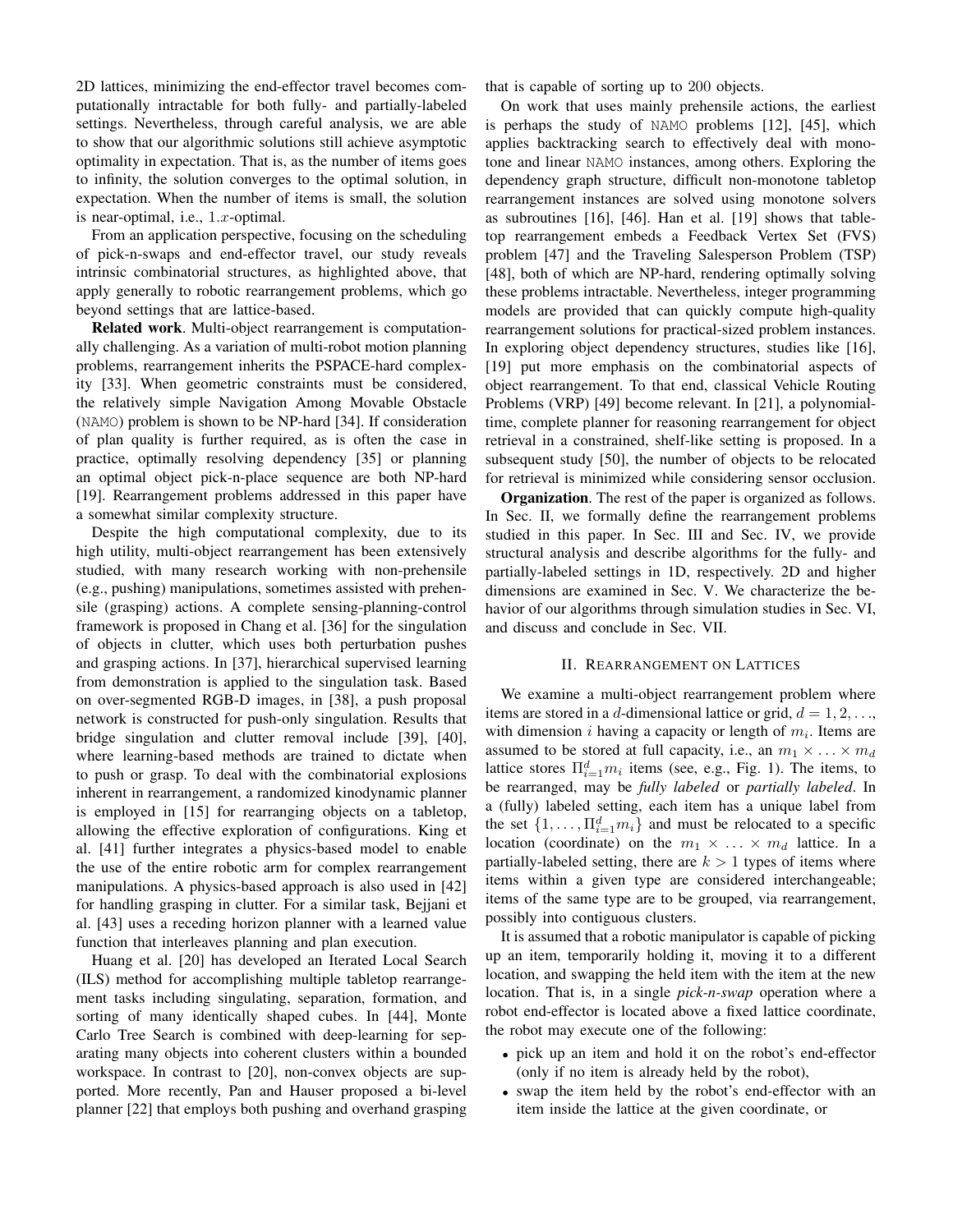2D lattices, minimizing the end-effector travel becomes computationally intractable for both fully- and partially-labeled settings. Nevertheless, through careful analysis, we are able to show that our algorithmic solutions still achieve asymptotic optimality in expectation. That is, as the number of items goes to infinity, the solution converges to the optimal solution, in expectation. When the number of items is small, the solution is near-optimal, i.e., $1.x$-optimal.

From an application perspective, focusing on the scheduling of pick-n-swaps and end-effector travel, our study reveals intrinsic combinatorial structures, as highlighted above, that apply generally to robotic rearrangement problems, which go beyond settings that are lattice-based.

**Related work**. Multi-object rearrangement is computationally challenging. As a variation of multi-robot motion planning problems, rearrangement inherits the PSPACE-hard complexity [33]. When geometric constraints must be considered, the relatively simple Navigation Among Movable Obstacle (NAMO) problem is shown to be NP-hard [34]. If consideration of plan quality is further required, as is often the case in practice, optimally resolving dependency [35] or planning an optimal object pick-n-place sequence are both NP-hard [19]. Rearrangement problems addressed in this paper have a somewhat similar complexity structure.

Despite the high computational complexity, due to its high utility, multi-object rearrangement has been extensively studied, with many research working with non-prehensile (e.g., pushing) manipulations, sometimes assisted with prehensile (grasping) actions. A complete sensing-planning-control framework is proposed in Chang et al. [36] for the singulation of objects in clutter, which uses both perturbation pushes and grasping actions. In [37], hierarchical supervised learning from demonstration is applied to the singulation task. Based on over-segmented RGB-D images, in [38], a push proposal network is constructed for push-only singulation. Results that bridge singulation and clutter removal include [39], [40], where learning-based methods are trained to dictate when to push or grasp. To deal with the combinatorial explosions inherent in rearrangement, a randomized kinodynamic planner is employed in [15] for rearranging objects on a tabletop, allowing the effective exploration of configurations. King et al. [41] further integrates a physics-based model to enable the use of the entire robotic arm for complex rearrangement manipulations. A physics-based approach is also used in [42] for handling grasping in clutter. For a similar task, Bejjani et al. [43] uses a receding horizon planner with a learned value function that interleaves planning and plan execution.

Huang et al. [20] has developed an Iterated Local Search (ILS) method for accomplishing multiple tabletop rearrangement tasks including singulating, separation, formation, and sorting of many identically shaped cubes. In [44], Monte Carlo Tree Search is combined with deep-learning for separating many objects into coherent clusters within a bounded workspace. In contrast to [20], non-convex objects are supported. More recently, Pan and Hauser proposed a bi-level planner [22] that employs both pushing and overhand grasping that is capable of sorting up to 200 objects.

On work that uses mainly prehensile actions, the earliest is perhaps the study of NAMO problems [12], [45], which applies backtracking search to effectively deal with monotone and linear NAMO instances, among others. Exploring the dependency graph structure, difficult non-monotone tabletop rearrangement instances are solved using monotone solvers as subroutines [16], [46]. Han et al. [19] shows that tabletop rearrangement embeds a Feedback Vertex Set (FVS) problem [47] and the Traveling Salesperson Problem (TSP) [48], both of which are NP-hard, rendering optimally solving these problems intractable. Nevertheless, integer programming models are provided that can quickly compute high-quality rearrangement solutions for practical-sized problem instances. In exploring object dependency structures, studies like [16], [19] put more emphasis on the combinatorial aspects of object rearrangement. To that end, classical Vehicle Routing Problems (VRP) [49] become relevant. In [21], a polynomial-time, complete planner for reasoning rearrangement for object retrieval in a constrained, shelf-like setting is proposed. In a subsequent study [50], the number of objects to be relocated for retrieval is minimized while considering sensor occlusion.

**Organization**. The rest of the paper is organized as follows. In Sec. II, we formally define the rearrangement problems studied in this paper. In Sec. III and Sec. IV, we provide structural analysis and describe algorithms for the fully- and partially-labeled settings in 1D, respectively. 2D and higher dimensions are examined in Sec. V. We characterize the behavior of our algorithms through simulation studies in Sec. VI, and discuss and conclude in Sec. VII.

## II. Rearrangement on Lattices

We examine a multi-object rearrangement problem where items are stored in a $d$-dimensional lattice or grid, $d = 1, 2, \ldots$, with dimension $i$ having a capacity or length of $m_i$. Items are assumed to be stored at full capacity, i.e., an $m_1 \times \ldots \times m_d$ lattice stores $\Pi_{i=1}^{d} m_i$ items (see, e.g., Fig. 1). The items, to be rearranged, may be *fully labeled* or *partially labeled*. In a (fully) labeled setting, each item has a unique label from the set $\{1, \ldots, \Pi_{i=1}^{d} m_i\}$ and must be relocated to a specific location (coordinate) on the $m_1 \times \ldots \times m_d$ lattice. In a partially-labeled setting, there are $k > 1$ types of items where items within a given type are considered interchangeable; items of the same type are to be grouped, via rearrangement, possibly into contiguous clusters.

It is assumed that a robotic manipulator is capable of picking up an item, temporarily holding it, moving it to a different location, and swapping the held item with the item at the new location. That is, in a single *pick-n-swap* operation where a robot end-effector is located above a fixed lattice coordinate, the robot may execute one of the following:

- pick up an item and hold it on the robot's end-effector (only if no item is already held by the robot),
- swap the item held by the robot's end-effector with an item inside the lattice at the given coordinate, or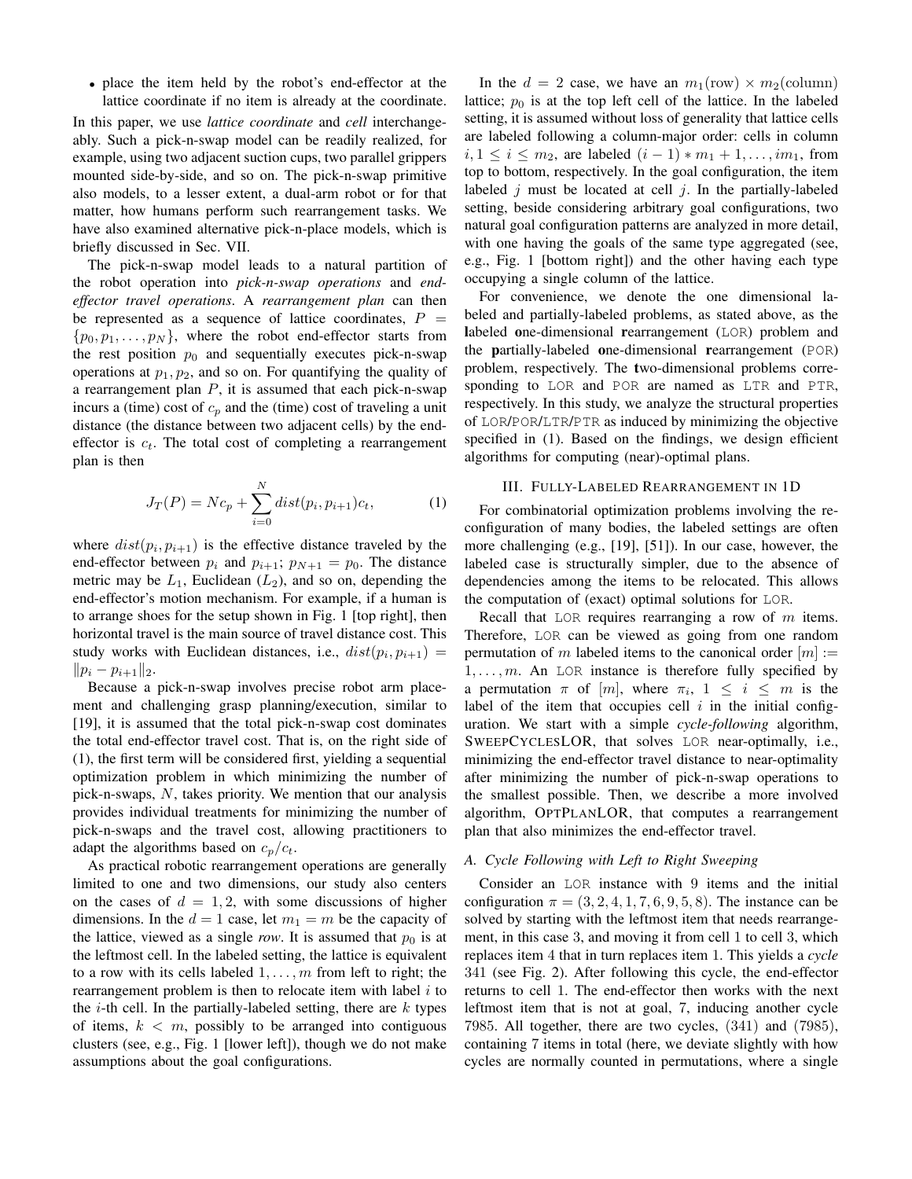- place the item held by the robot's end-effector at the lattice coordinate if no item is already at the coordinate.

In this paper, we use *lattice coordinate* and *cell* interchangeably. Such a pick-n-swap model can be readily realized, for example, using two adjacent suction cups, two parallel grippers mounted side-by-side, and so on. The pick-n-swap primitive also models, to a lesser extent, a dual-arm robot or for that matter, how humans perform such rearrangement tasks. We have also examined alternative pick-n-place models, which is briefly discussed in Sec. VII.

The pick-n-swap model leads to a natural partition of the robot operation into *pick-n-swap operations* and *end-effector travel operations*. A *rearrangement plan* can then be represented as a sequence of lattice coordinates, $P = \{p_0, p_1, \ldots, p_N\}$, where the robot end-effector starts from the rest position $p_0$ and sequentially executes pick-n-swap operations at $p_1, p_2$, and so on. For quantifying the quality of a rearrangement plan $P$, it is assumed that each pick-n-swap incurs a (time) cost of $c_p$ and the (time) cost of traveling a unit distance (the distance between two adjacent cells) by the end-effector is $c_t$. The total cost of completing a rearrangement plan is then

$$J_T(P) = Nc_p + \sum_{i=0}^{N} dist(p_i, p_{i+1})c_t, \quad (1)$$

where $dist(p_i, p_{i+1})$ is the effective distance traveled by the end-effector between $p_i$ and $p_{i+1}$; $p_{N+1} = p_0$. The distance metric may be $L_1$, Euclidean ($L_2$), and so on, depending the end-effector's motion mechanism. For example, if a human is to arrange shoes for the setup shown in Fig. 1 [top right], then horizontal travel is the main source of travel distance cost. This study works with Euclidean distances, i.e., $dist(p_i, p_{i+1}) = \|p_i - p_{i+1}\|_2$.

Because a pick-n-swap involves precise robot arm placement and challenging grasp planning/execution, similar to [19], it is assumed that the total pick-n-swap cost dominates the total end-effector travel cost. That is, on the right side of (1), the first term will be considered first, yielding a sequential optimization problem in which minimizing the number of pick-n-swaps, $N$, takes priority. We mention that our analysis provides individual treatments for minimizing the number of pick-n-swaps and the travel cost, allowing practitioners to adapt the algorithms based on $c_p/c_t$.

As practical robotic rearrangement operations are generally limited to one and two dimensions, our study also centers on the cases of $d = 1, 2$, with some discussions of higher dimensions. In the $d = 1$ case, let $m_1 = m$ be the capacity of the lattice, viewed as a single *row*. It is assumed that $p_0$ is at the leftmost cell. In the labeled setting, the lattice is equivalent to a row with its cells labeled $1, \ldots, m$ from left to right; the rearrangement problem is then to relocate item with label $i$ to the $i$-th cell. In the partially-labeled setting, there are $k$ types of items, $k < m$, possibly to be arranged into contiguous clusters (see, e.g., Fig. 1 [lower left]), though we do not make assumptions about the goal configurations.

In the $d = 2$ case, we have an $m_1(\text{row}) \times m_2(\text{column})$ lattice; $p_0$ is at the top left cell of the lattice. In the labeled setting, it is assumed without loss of generality that lattice cells are labeled following a column-major order: cells in column $i, 1 \leq i \leq m_2$, are labeled $(i-1) * m_1 + 1, \ldots, im_1$, from top to bottom, respectively. In the goal configuration, the item labeled $j$ must be located at cell $j$. In the partially-labeled setting, beside considering arbitrary goal configurations, two natural goal configuration patterns are analyzed in more detail, with one having the goals of the same type aggregated (see, e.g., Fig. 1 [bottom right]) and the other having each type occupying a single column of the lattice.

For convenience, we denote the one dimensional labeled and partially-labeled problems, as stated above, as the **l**abeled **o**ne-dimensional **r**earrangement (LOR) problem and the **p**artially-labeled **o**ne-dimensional **r**earrangement (POR) problem, respectively. The **t**wo-dimensional problems corresponding to LOR and POR are named as LTR and PTR, respectively. In this study, we analyze the structural properties of LOR/POR/LTR/PTR as induced by minimizing the objective specified in (1). Based on the findings, we design efficient algorithms for computing (near)-optimal plans.

## III. Fully-Labeled Rearrangement in 1D

For combinatorial optimization problems involving the reconfiguration of many bodies, the labeled settings are often more challenging (e.g., [19], [51]). In our case, however, the labeled case is structurally simpler, due to the absence of dependencies among the items to be relocated. This allows the computation of (exact) optimal solutions for LOR.

Recall that LOR requires rearranging a row of $m$ items. Therefore, LOR can be viewed as going from one random permutation of $m$ labeled items to the canonical order $[m] := 1, \ldots, m$. An LOR instance is therefore fully specified by a permutation $\pi$ of $[m]$, where $\pi_i$, $1 \leq i \leq m$ is the label of the item that occupies cell $i$ in the initial configuration. We start with a simple *cycle-following* algorithm, SweepCyclesLOR, that solves LOR near-optimally, i.e., minimizing the end-effector travel distance to near-optimality after minimizing the number of pick-n-swap operations to the smallest possible. Then, we describe a more involved algorithm, OptPlanLOR, that computes a rearrangement plan that also minimizes the end-effector travel.

### A. Cycle Following with Left to Right Sweeping

Consider an LOR instance with 9 items and the initial configuration $\pi = (3, 2, 4, 1, 7, 6, 9, 5, 8)$. The instance can be solved by starting with the leftmost item that needs rearrangement, in this case 3, and moving it from cell 1 to cell 3, which replaces item 4 that in turn replaces item 1. This yields a *cycle* 341 (see Fig. 2). After following this cycle, the end-effector returns to cell 1. The end-effector then works with the next leftmost item that is not at goal, 7, inducing another cycle 7985. All together, there are two cycles, (341) and (7985), containing 7 items in total (here, we deviate slightly with how cycles are normally counted in permutations, where a single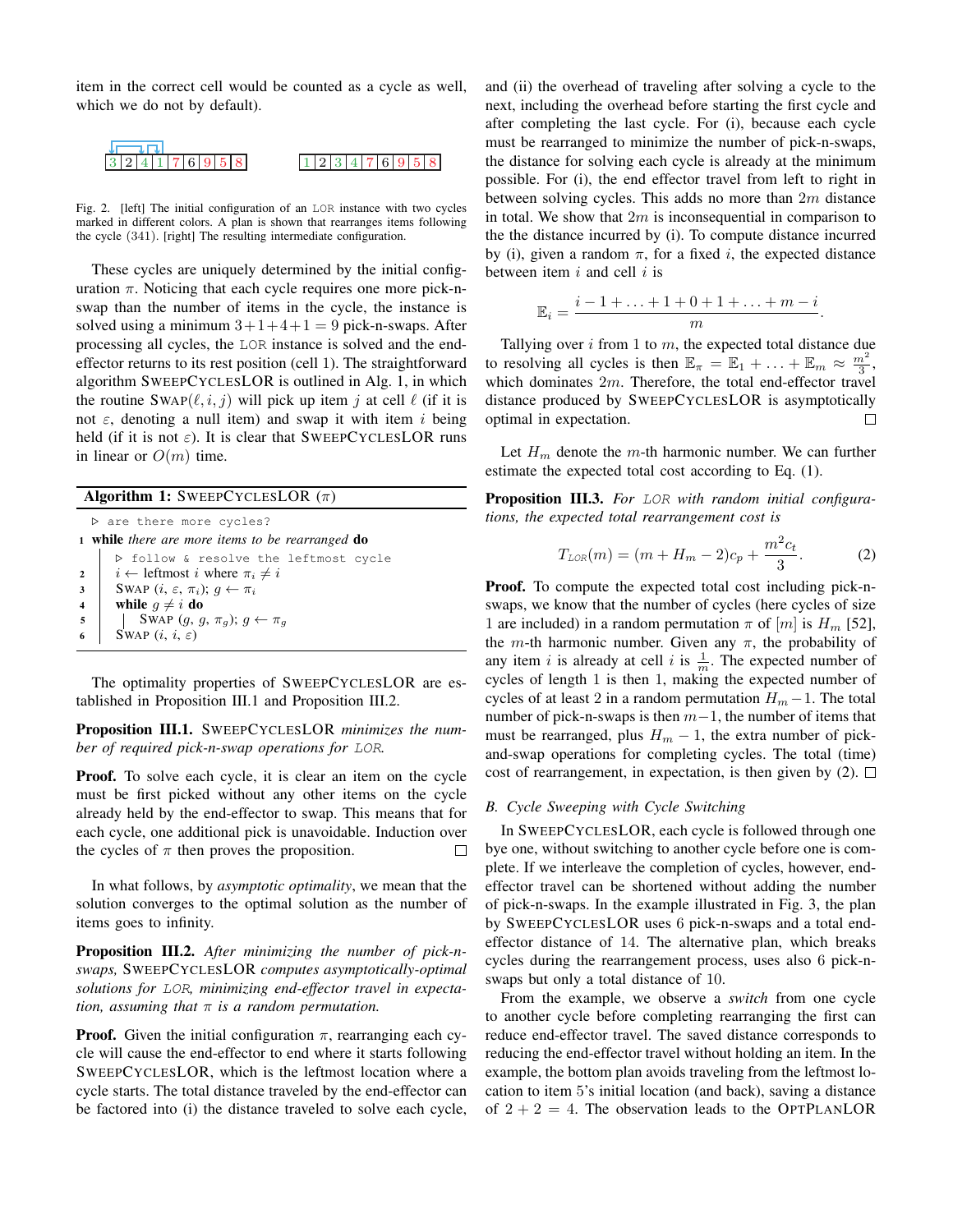item in the correct cell would be counted as a cycle as well, which we do not by default).

Fig. 2. [left] The initial configuration of an LOR instance with two cycles marked in different colors. A plan is shown that rearranges items following the cycle $(341)$. [right] The resulting intermediate configuration.

These cycles are uniquely determined by the initial configuration $\pi$. Noticing that each cycle requires one more pick-n-swap than the number of items in the cycle, the instance is solved using a minimum $3+1+4+1 = 9$ pick-n-swaps. After processing all cycles, the LOR instance is solved and the end-effector returns to its rest position (cell 1). The straightforward algorithm SWEEPCYCLESLOR is outlined in Alg. 1, in which the routine SWAP$(\ell, i, j)$ will pick up item $j$ at cell $\ell$ (if it is not $\varepsilon$, denoting a null item) and swap it with item $i$ being held (if it is not $\varepsilon$). It is clear that SWEEPCYCLESLOR runs in linear or $O(m)$ time.

**Algorithm 1:** SWEEPCYCLESLOR $(\pi)$

```
  ▷ are there more cycles?
1 while there are more items to be rearranged do
      ▷ follow & resolve the leftmost cycle
2     i ← leftmost i where π_i ≠ i
3     SWAP (i, ε, π_i); g ← π_i
4     while g ≠ i do
5         SWAP (g, g, π_g); g ← π_g
6     SWAP (i, i, ε)
```

The optimality properties of SWEEPCYCLESLOR are established in Proposition III.1 and Proposition III.2.

**Proposition III.1.** *SWEEPCYCLESLOR minimizes the number of required pick-n-swap operations for LOR.*

**Proof.** To solve each cycle, it is clear an item on the cycle must be first picked without any other items on the cycle already held by the end-effector to swap. This means that for each cycle, one additional pick is unavoidable. Induction over the cycles of $\pi$ then proves the proposition. □

In what follows, by *asymptotic optimality*, we mean that the solution converges to the optimal solution as the number of items goes to infinity.

**Proposition III.2.** *After minimizing the number of pick-n-swaps, SWEEPCYCLESLOR computes asymptotically-optimal solutions for LOR, minimizing end-effector travel in expectation, assuming that $\pi$ is a random permutation.*

**Proof.** Given the initial configuration $\pi$, rearranging each cycle will cause the end-effector to end where it starts following SWEEPCYCLESLOR, which is the leftmost location where a cycle starts. The total distance traveled by the end-effector can be factored into (i) the distance traveled to solve each cycle, and (ii) the overhead of traveling after solving a cycle to the next, including the overhead before starting the first cycle and after completing the last cycle. For (i), because each cycle must be rearranged to minimize the number of pick-n-swaps, the distance for solving each cycle is already at the minimum possible. For (i), the end effector travel from left to right in between solving cycles. This adds no more than $2m$ distance in total. We show that $2m$ is inconsequential in comparison to the the distance incurred by (i). To compute distance incurred by (i), given a random $\pi$, for a fixed $i$, the expected distance between item $i$ and cell $i$ is

$$\mathbb{E}_i = \frac{i-1+\ldots+1+0+1+\ldots+m-i}{m}.$$

Tallying over $i$ from 1 to $m$, the expected total distance due to resolving all cycles is then $\mathbb{E}_\pi = \mathbb{E}_1 + \ldots + \mathbb{E}_m \approx \frac{m^2}{3}$, which dominates $2m$. Therefore, the total end-effector travel distance produced by SWEEPCYCLESLOR is asymptotically optimal in expectation. □

Let $H_m$ denote the $m$-th harmonic number. We can further estimate the expected total cost according to Eq. (1).

**Proposition III.3.** *For LOR with random initial configurations, the expected total rearrangement cost is*

$$T_{LOR}(m) = (m + H_m - 2)c_p + \frac{m^2 c_t}{3}. \tag{2}$$

**Proof.** To compute the expected total cost including pick-n-swaps, we know that the number of cycles (here cycles of size 1 are included) in a random permutation $\pi$ of $[m]$ is $H_m$ [52], the $m$-th harmonic number. Given any $\pi$, the probability of any item $i$ is already at cell $i$ is $\frac{1}{m}$. The expected number of cycles of length 1 is then 1, making the expected number of cycles of at least 2 in a random permutation $H_m - 1$. The total number of pick-n-swaps is then $m-1$, the number of items that must be rearranged, plus $H_m - 1$, the extra number of pick-and-swap operations for completing cycles. The total (time) cost of rearrangement, in expectation, is then given by (2). □

## B. Cycle Sweeping with Cycle Switching

In SWEEPCYCLESLOR, each cycle is followed through one bye one, without switching to another cycle before one is complete. If we interleave the completion of cycles, however, end-effector travel can be shortened without adding the number of pick-n-swaps. In the example illustrated in Fig. 3, the plan by SWEEPCYCLESLOR uses 6 pick-n-swaps and a total end-effector distance of 14. The alternative plan, which breaks cycles during the rearrangement process, uses also 6 pick-n-swaps but only a total distance of 10.

From the example, we observe a *switch* from one cycle to another cycle before completing rearranging the first can reduce end-effector travel. The saved distance corresponds to reducing the end-effector travel without holding an item. In the example, the bottom plan avoids traveling from the leftmost location to item 5's initial location (and back), saving a distance of $2 + 2 = 4$. The observation leads to the OPTPLANLOR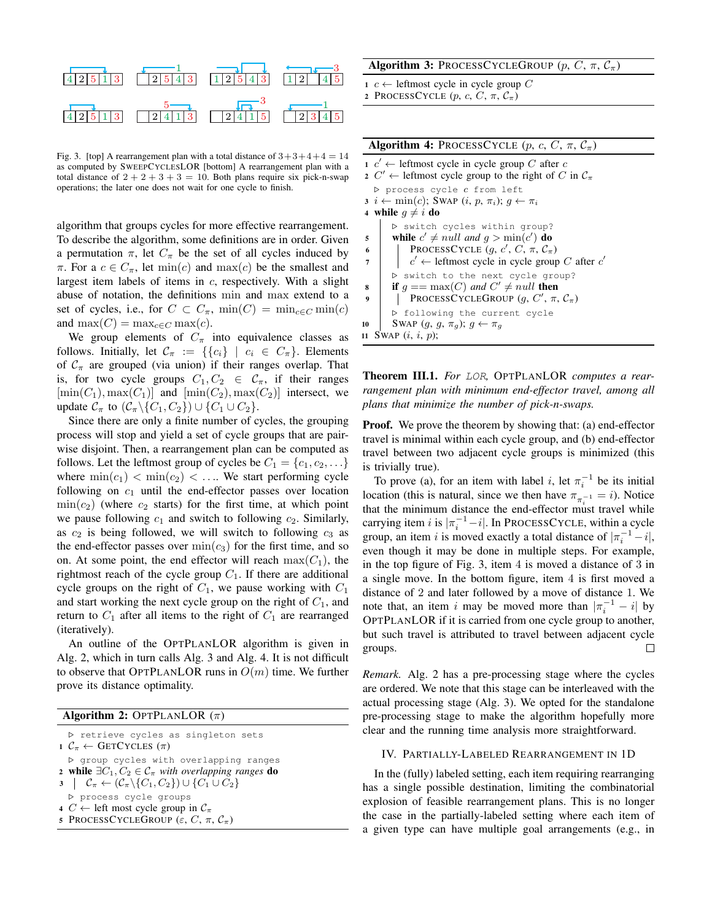Fig. 3. [top] A rearrangement plan with a total distance of $3+3+4+4=14$ as computed by SWEEPCYCLESLOR [bottom] A rearrangement plan with a total distance of $2+2+3+3=10$. Both plans require six pick-n-swap operations; the later one does not wait for one cycle to finish.

algorithm that groups cycles for more effective rearrangement. To describe the algorithm, some definitions are in order. Given a permutation $\pi$, let $C_\pi$ be the set of all cycles induced by $\pi$. For a $c \in C_\pi$, let $\min(c)$ and $\max(c)$ be the smallest and largest item labels of items in $c$, respectively. With a slight abuse of notation, the definitions min and max extend to a set of cycles, i.e., for $C \subset C_\pi$, $\min(C) = \min_{c \in C} \min(c)$ and $\max(C) = \max_{c \in C} \max(c)$.

We group elements of $C_\pi$ into equivalence classes as follows. Initially, let $\mathcal{C}_\pi := \{\{c_i\} \mid c_i \in C_\pi\}$. Elements of $\mathcal{C}_\pi$ are grouped (via union) if their ranges overlap. That is, for two cycle groups $C_1, C_2 \in \mathcal{C}_\pi$, if their ranges $[\min(C_1), \max(C_1)]$ and $[\min(C_2), \max(C_2)]$ intersect, we update $\mathcal{C}_\pi$ to $(\mathcal{C}_\pi \backslash \{C_1, C_2\}) \cup \{C_1 \cup C_2\}$.

Since there are only a finite number of cycles, the grouping process will stop and yield a set of cycle groups that are pairwise disjoint. Then, a rearrangement plan can be computed as follows. Let the leftmost group of cycles be $C_1 = \{c_1, c_2, \ldots\}$ where $\min(c_1) < \min(c_2) < \ldots$. We start performing cycle following on $c_1$ until the end-effector passes over location $\min(c_2)$ (where $c_2$ starts) for the first time, at which point we pause following $c_1$ and switch to following $c_2$. Similarly, as $c_2$ is being followed, we will switch to following $c_3$ as the end-effector passes over $\min(c_3)$ for the first time, and so on. At some point, the end effector will reach $\max(C_1)$, the rightmost reach of the cycle group $C_1$. If there are additional cycle groups on the right of $C_1$, we pause working with $C_1$ and start working the next cycle group on the right of $C_1$, and return to $C_1$ after all items to the right of $C_1$ are rearranged (iteratively).

An outline of the OPTPLANLOR algorithm is given in Alg. 2, which in turn calls Alg. 3 and Alg. 4. It is not difficult to observe that OPTPLANLOR runs in $O(m)$ time. We further prove its distance optimality.

**Algorithm 2:** OPTPLANLOR ($\pi$)

```
  ▷ retrieve cycles as singleton sets
1 C_π ← GETCYCLES (π)
  ▷ group cycles with overlapping ranges
2 while ∃C_1, C_2 ∈ C_π with overlapping ranges do
3 |  C_π ← (C_π\{C_1, C_2}) ∪ {C_1 ∪ C_2}
  ▷ process cycle groups
4 C ← left most cycle group in C_π
5 PROCESSCYCLEGROUP (ε, C, π, C_π)
```

**Algorithm 3:** PROCESSCYCLEGROUP ($p$, $C$, $\pi$, $\mathcal{C}_\pi$)

```
1 c ← leftmost cycle in cycle group C
2 PROCESSCYCLE (p, c, C, π, C_π)
```

**Algorithm 4:** PROCESSCYCLE ($p$, $c$, $C$, $\pi$, $\mathcal{C}_\pi$)

```
1  c' ← leftmost cycle in cycle group C after c
2  C' ← leftmost cycle group to the right of C in C_π
   ▷ process cycle c from left
3  i ← min(c); SWAP (i, p, π_i); g ← π_i
4  while g ≠ i do
     ▷ switch cycles within group?
5    while c' ≠ null and g > min(c') do
6      PROCESSCYCLE (g, c', C, π, C_π)
7      c' ← leftmost cycle in cycle group C after c'
     ▷ switch to the next cycle group?
8    if g == max(C) and C' ≠ null then
9      PROCESSCYCLEGROUP (g, C', π, C_π)
     ▷ following the current cycle
10   SWAP (g, g, π_g); g ← π_g
11 SWAP (i, i, p);
```

**Theorem III.1.** *For LOR,* OPTPLANLOR *computes a rearrangement plan with minimum end-effector travel, among all plans that minimize the number of pick-n-swaps.*

**Proof.** We prove the theorem by showing that: (a) end-effector travel is minimal within each cycle group, and (b) end-effector travel between two adjacent cycle groups is minimized (this is trivially true).

To prove (a), for an item with label $i$, let $\pi_i^{-1}$ be its initial location (this is natural, since we then have $\pi_{\pi_i^{-1}} = i$). Notice that the minimum distance the end-effector must travel while carrying item $i$ is $|\pi_i^{-1} - i|$. In PROCESSCYCLE, within a cycle group, an item $i$ is moved exactly a total distance of $|\pi_i^{-1} - i|$, even though it may be done in multiple steps. For example, in the top figure of Fig. 3, item 4 is moved a distance of 3 in a single move. In the bottom figure, item 4 is first moved a distance of 2 and later followed by a move of distance 1. We note that, an item $i$ may be moved more than $|\pi_i^{-1} - i|$ by OPTPLANLOR if it is carried from one cycle group to another, but such travel is attributed to travel between adjacent cycle groups. □

*Remark.* Alg. 2 has a pre-processing stage where the cycles are ordered. We note that this stage can be interleaved with the actual processing stage (Alg. 3). We opted for the standalone pre-processing stage to make the algorithm hopefully more clear and the running time analysis more straightforward.

## IV. PARTIALLY-LABELED REARRANGEMENT IN 1D

In the (fully) labeled setting, each item requiring rearranging has a single possible destination, limiting the combinatorial explosion of feasible rearrangement plans. This is no longer the case in the partially-labeled setting where each item of a given type can have multiple goal arrangements (e.g., in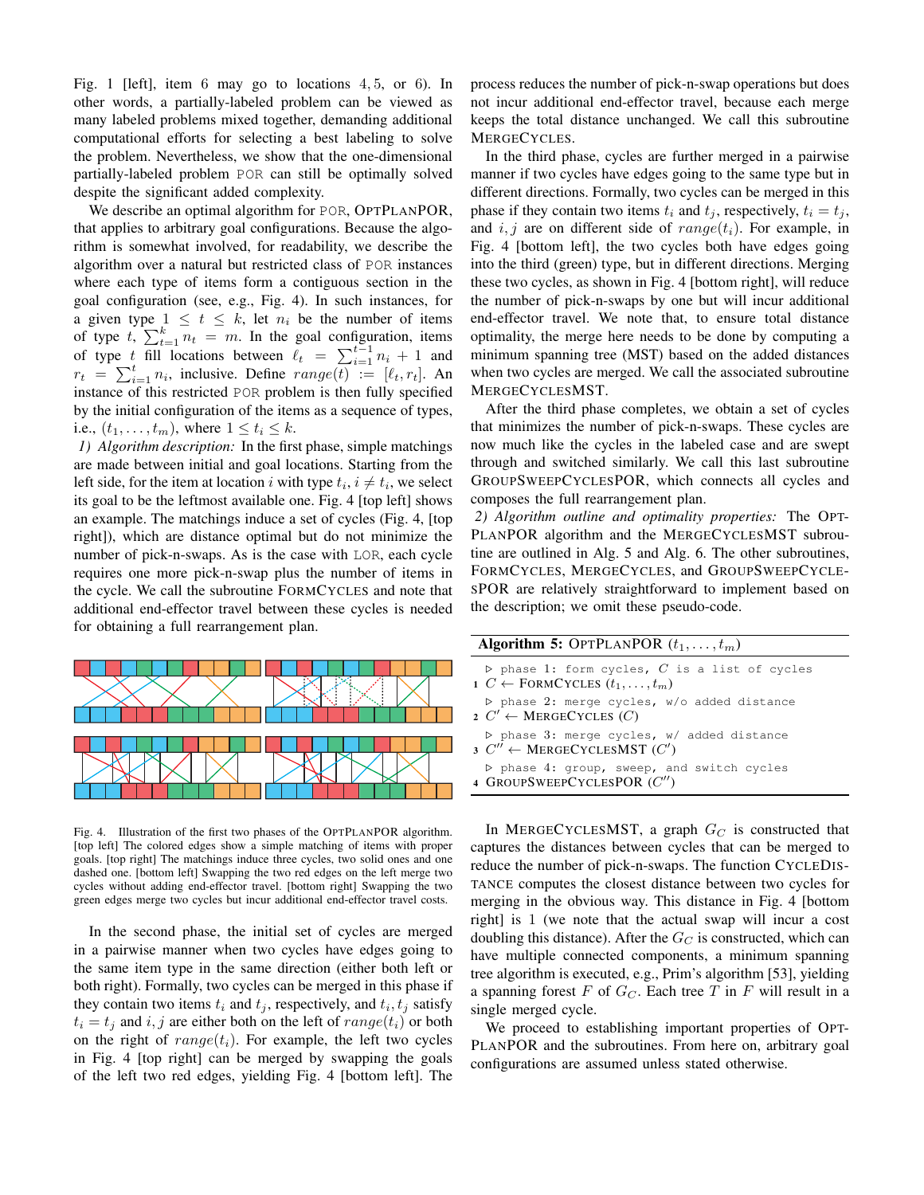Fig. 1 [left], item 6 may go to locations 4, 5, or 6). In other words, a partially-labeled problem can be viewed as many labeled problems mixed together, demanding additional computational efforts for selecting a best labeling to solve the problem. Nevertheless, we show that the one-dimensional partially-labeled problem POR can still be optimally solved despite the significant added complexity.

We describe an optimal algorithm for POR, OPTPLANPOR, that applies to arbitrary goal configurations. Because the algorithm is somewhat involved, for readability, we describe the algorithm over a natural but restricted class of POR instances where each type of items form a contiguous section in the goal configuration (see, e.g., Fig. 4). In such instances, for a given type $1 \leq t \leq k$, let $n_t$ be the number of items of type $t$, $\sum_{t=1}^{k} n_t = m$. In the goal configuration, items of type $t$ fill locations between $\ell_t = \sum_{i=1}^{t-1} n_i + 1$ and $r_t = \sum_{i=1}^{t} n_i$, inclusive. Define $range(t) := [\ell_t, r_t]$. An instance of this restricted POR problem is then fully specified by the initial configuration of the items as a sequence of types, i.e., $(t_1, \ldots, t_m)$, where $1 \leq t_i \leq k$.

*1) Algorithm description:* In the first phase, simple matchings are made between initial and goal locations. Starting from the left side, for the item at location $i$ with type $t_i$, $i \neq t_i$, we select its goal to be the leftmost available one. Fig. 4 [top left] shows an example. The matchings induce a set of cycles (Fig. 4, [top right]), which are distance optimal but do not minimize the number of pick-n-swaps. As is the case with LOR, each cycle requires one more pick-n-swap plus the number of items in the cycle. We call the subroutine FORMCYCLES and note that additional end-effector travel between these cycles is needed for obtaining a full rearrangement plan.

Fig. 4. Illustration of the first two phases of the OPTPLANPOR algorithm. [top left] The colored edges show a simple matching of items with proper goals. [top right] The matchings induce three cycles, two solid ones and one dashed one. [bottom left] Swapping the two red edges on the left merge two cycles without adding end-effector travel. [bottom right] Swapping the two green edges merge two cycles but incur additional end-effector travel costs.

In the second phase, the initial set of cycles are merged in a pairwise manner when two cycles have edges going to the same item type in the same direction (either both left or both right). Formally, two cycles can be merged in this phase if they contain two items $t_i$ and $t_j$, respectively, and $t_i, t_j$ satisfy $t_i = t_j$ and $i, j$ are either both on the left of $range(t_i)$ or both on the right of $range(t_i)$. For example, the left two cycles in Fig. 4 [top right] can be merged by swapping the goals of the left two red edges, yielding Fig. 4 [bottom left]. The process reduces the number of pick-n-swap operations but does not incur additional end-effector travel, because each merge keeps the total distance unchanged. We call this subroutine MERGECYCLES.

In the third phase, cycles are further merged in a pairwise manner if two cycles have edges going to the same type but in different directions. Formally, two cycles can be merged in this phase if they contain two items $t_i$ and $t_j$, respectively, $t_i = t_j$, and $i, j$ are on different side of $range(t_i)$. For example, in Fig. 4 [bottom left], the two cycles both have edges going into the third (green) type, but in different directions. Merging these two cycles, as shown in Fig. 4 [bottom right], will reduce the number of pick-n-swaps by one but will incur additional end-effector travel. We note that, to ensure total distance optimality, the merge here needs to be done by computing a minimum spanning tree (MST) based on the added distances when two cycles are merged. We call the associated subroutine MERGECYCLESMST.

After the third phase completes, we obtain a set of cycles that minimizes the number of pick-n-swaps. These cycles are now much like the cycles in the labeled case and are swept through and switched similarly. We call this last subroutine GROUPSWEEPCYCLESPOR, which connects all cycles and composes the full rearrangement plan.

*2) Algorithm outline and optimality properties:* The OPTPLANPOR algorithm and the MERGECYCLESMST subroutine are outlined in Alg. 5 and Alg. 6. The other subroutines, FORMCYCLES, MERGECYCLES, and GROUPSWEEPCYCLESPOR are relatively straightforward to implement based on the description; we omit these pseudo-code.

**Algorithm 5:** OPTPLANPOR $(t_1, \ldots, t_m)$

```
  ▷ phase 1: form cycles, C is a list of cycles
1 C ← FormCycles (t_1, ..., t_m)
  ▷ phase 2: merge cycles, w/o added distance
2 C' ← MergeCycles (C)
  ▷ phase 3: merge cycles, w/ added distance
3 C'' ← MergeCyclesMST (C')
  ▷ phase 4: group, sweep, and switch cycles
4 GroupSweepCyclesPOR (C'')
```

In MERGECYCLESMST, a graph $G_C$ is constructed that captures the distances between cycles that can be merged to reduce the number of pick-n-swaps. The function CYCLEDISTANCE computes the closest distance between two cycles for merging in the obvious way. This distance in Fig. 4 [bottom right] is 1 (we note that the actual swap will incur a cost doubling this distance). After the $G_C$ is constructed, which can have multiple connected components, a minimum spanning tree algorithm is executed, e.g., Prim's algorithm [53], yielding a spanning forest $F$ of $G_C$. Each tree $T$ in $F$ will result in a single merged cycle.

We proceed to establishing important properties of OPTPLANPOR and the subroutines. From here on, arbitrary goal configurations are assumed unless stated otherwise.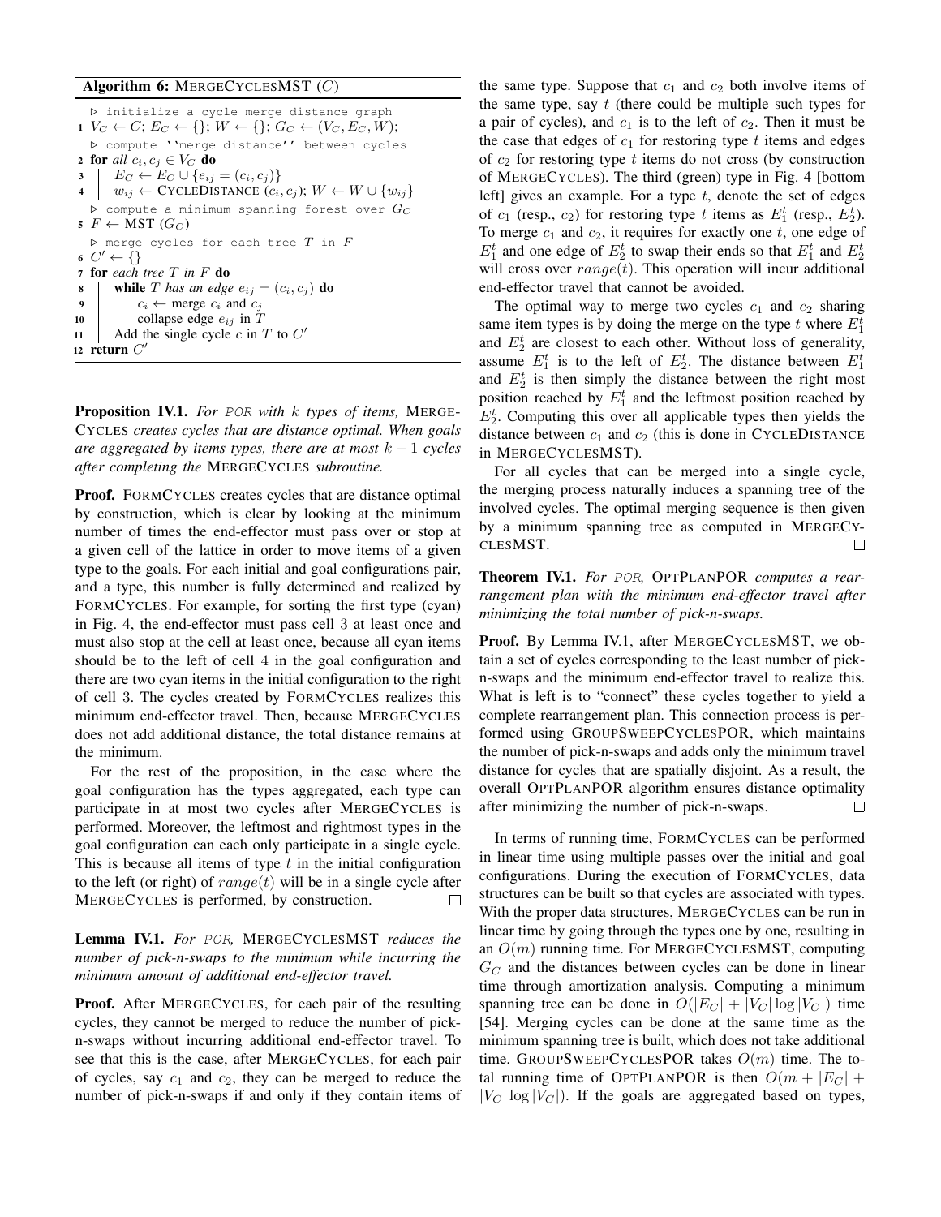**Algorithm 6:** MERGECYCLESMST ($C$)

```
  ▷ initialize a cycle merge distance graph
1 V_C ← C; E_C ← {}; W ← {}; G_C ← (V_C, E_C, W);
  ▷ compute ''merge distance'' between cycles
2 for all c_i, c_j ∈ V_C do
3     E_C ← E_C ∪ {e_ij = (c_i, c_j)}
4     w_ij ← CYCLEDISTANCE (c_i, c_j); W ← W ∪ {w_ij}
  ▷ compute a minimum spanning forest over G_C
5 F ← MST (G_C)
  ▷ merge cycles for each tree T in F
6 C' ← {}
7 for each tree T in F do
8     while T has an edge e_ij = (c_i, c_j) do
9         c_i ← merge c_i and c_j
10        collapse edge e_ij in T
11    Add the single cycle c in T to C'
12 return C'
```

**Proposition IV.1.** *For* POR *with $k$ types of items,* MERGECYCLES *creates cycles that are distance optimal. When goals are aggregated by items types, there are at most $k-1$ cycles after completing the* MERGECYCLES *subroutine.*

**Proof.** FORMCYCLES creates cycles that are distance optimal by construction, which is clear by looking at the minimum number of times the end-effector must pass over or stop at a given cell of the lattice in order to move items of a given type to the goals. For each initial and goal configurations pair, and a type, this number is fully determined and realized by FORMCYCLES. For example, for sorting the first type (cyan) in Fig. 4, the end-effector must pass cell 3 at least once and must also stop at the cell at least once, because all cyan items should be to the left of cell 4 in the goal configuration and there are two cyan items in the initial configuration to the right of cell 3. The cycles created by FORMCYCLES realizes this minimum end-effector travel. Then, because MERGECYCLES does not add additional distance, the total distance remains at the minimum.

For the rest of the proposition, in the case where the goal configuration has the types aggregated, each type can participate in at most two cycles after MERGECYCLES is performed. Moreover, the leftmost and rightmost types in the goal configuration can each only participate in a single cycle. This is because all items of type $t$ in the initial configuration to the left (or right) of $range(t)$ will be in a single cycle after MERGECYCLES is performed, by construction. □

**Lemma IV.1.** *For* POR*,* MERGECYCLESMST *reduces the number of pick-n-swaps to the minimum while incurring the minimum amount of additional end-effector travel.*

**Proof.** After MERGECYCLES, for each pair of the resulting cycles, they cannot be merged to reduce the number of pick-n-swaps without incurring additional end-effector travel. To see that this is the case, after MERGECYCLES, for each pair of cycles, say $c_1$ and $c_2$, they can be merged to reduce the number of pick-n-swaps if and only if they contain items of the same type. Suppose that $c_1$ and $c_2$ both involve items of the same type, say $t$ (there could be multiple such types for a pair of cycles), and $c_1$ is to the left of $c_2$. Then it must be the case that edges of $c_1$ for restoring type $t$ items and edges of $c_2$ for restoring type $t$ items do not cross (by construction of MERGECYCLES). The third (green) type in Fig. 4 [bottom left] gives an example. For a type $t$, denote the set of edges of $c_1$ (resp., $c_2$) for restoring type $t$ items as $E_1^t$ (resp., $E_2^t$). To merge $c_1$ and $c_2$, it requires for exactly one $t$, one edge of $E_1^t$ and one edge of $E_2^t$ to swap their ends so that $E_1^t$ and $E_2^t$ will cross over $range(t)$. This operation will incur additional end-effector travel that cannot be avoided.

The optimal way to merge two cycles $c_1$ and $c_2$ sharing same item types is by doing the merge on the type $t$ where $E_1^t$ and $E_2^t$ are closest to each other. Without loss of generality, assume $E_1^t$ is to the left of $E_2^t$. The distance between $E_1^t$ and $E_2^t$ is then simply the distance between the right most position reached by $E_1^t$ and the leftmost position reached by $E_2^t$. Computing this over all applicable types then yields the distance between $c_1$ and $c_2$ (this is done in CYCLEDISTANCE in MERGECYCLESMST).

For all cycles that can be merged into a single cycle, the merging process naturally induces a spanning tree of the involved cycles. The optimal merging sequence is then given by a minimum spanning tree as computed in MERGECYCLESMST. □

**Theorem IV.1.** *For* POR*,* OPTPLANPOR *computes a rearrangement plan with the minimum end-effector travel after minimizing the total number of pick-n-swaps.*

**Proof.** By Lemma IV.1, after MERGECYCLESMST, we obtain a set of cycles corresponding to the least number of pick-n-swaps and the minimum end-effector travel to realize this. What is left is to "connect" these cycles together to yield a complete rearrangement plan. This connection process is performed using GROUPSWEEPCYCLESPOR, which maintains the number of pick-n-swaps and adds only the minimum travel distance for cycles that are spatially disjoint. As a result, the overall OPTPLANPOR algorithm ensures distance optimality after minimizing the number of pick-n-swaps. □

In terms of running time, FORMCYCLES can be performed in linear time using multiple passes over the initial and goal configurations. During the execution of FORMCYCLES, data structures can be built so that cycles are associated with types. With the proper data structures, MERGECYCLES can be run in linear time by going through the types one by one, resulting in an $O(m)$ running time. For MERGECYCLESMST, computing $G_C$ and the distances between cycles can be done in linear time through amortization analysis. Computing a minimum spanning tree can be done in $O(|E_C| + |V_C| \log |V_C|)$ time [54]. Merging cycles can be done at the same time as the minimum spanning tree is built, which does not take additional time. GROUPSWEEPCYCLESPOR takes $O(m)$ time. The total running time of OPTPLANPOR is then $O(m + |E_C| + |V_C| \log |V_C|)$. If the goals are aggregated based on types,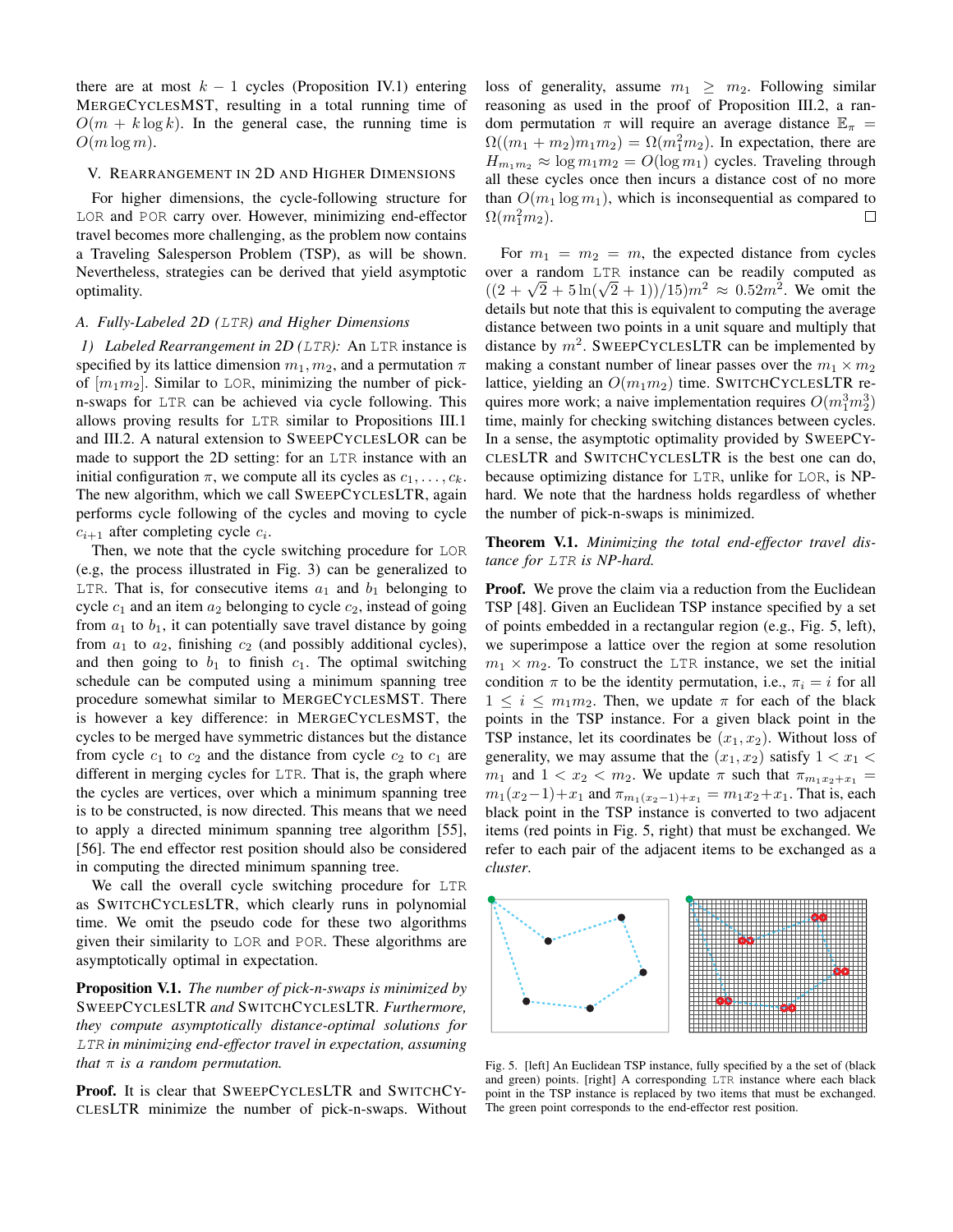there are at most $k-1$ cycles (Proposition IV.1) entering MERGECYCLESMST, resulting in a total running time of $O(m + k \log k)$. In the general case, the running time is $O(m \log m)$.

## V. Rearrangement in 2D and Higher Dimensions

For higher dimensions, the cycle-following structure for LOR and POR carry over. However, minimizing end-effector travel becomes more challenging, as the problem now contains a Traveling Salesperson Problem (TSP), as will be shown. Nevertheless, strategies can be derived that yield asymptotic optimality.

### A. Fully-Labeled 2D (LTR) and Higher Dimensions

*1) Labeled Rearrangement in 2D (LTR):* An LTR instance is specified by its lattice dimension $m_1, m_2$, and a permutation $\pi$ of $[m_1 m_2]$. Similar to LOR, minimizing the number of pick-n-swaps for LTR can be achieved via cycle following. This allows proving results for LTR similar to Propositions III.1 and III.2. A natural extension to SWEEPCYCLESLOR can be made to support the 2D setting: for an LTR instance with an initial configuration $\pi$, we compute all its cycles as $c_1, \ldots, c_k$. The new algorithm, which we call SWEEPCYCLESLTR, again performs cycle following of the cycles and moving to cycle $c_{i+1}$ after completing cycle $c_i$.

Then, we note that the cycle switching procedure for LOR (e.g, the process illustrated in Fig. 3) can be generalized to LTR. That is, for consecutive items $a_1$ and $b_1$ belonging to cycle $c_1$ and an item $a_2$ belonging to cycle $c_2$, instead of going from $a_1$ to $b_1$, it can potentially save travel distance by going from $a_1$ to $a_2$, finishing $c_2$ (and possibly additional cycles), and then going to $b_1$ to finish $c_1$. The optimal switching schedule can be computed using a minimum spanning tree procedure somewhat similar to MERGECYCLESMST. There is however a key difference: in MERGECYCLESMST, the cycles to be merged have symmetric distances but the distance from cycle $c_1$ to $c_2$ and the distance from cycle $c_2$ to $c_1$ are different in merging cycles for LTR. That is, the graph where the cycles are vertices, over which a minimum spanning tree is to be constructed, is now directed. This means that we need to apply a directed minimum spanning tree algorithm [55], [56]. The end effector rest position should also be considered in computing the directed minimum spanning tree.

We call the overall cycle switching procedure for LTR as SWITCHCYCLESLTR, which clearly runs in polynomial time. We omit the pseudo code for these two algorithms given their similarity to LOR and POR. These algorithms are asymptotically optimal in expectation.

**Proposition V.1.** *The number of pick-n-swaps is minimized by* SWEEPCYCLESLTR *and* SWITCHCYCLESLTR*. Furthermore, they compute asymptotically distance-optimal solutions for LTR in minimizing end-effector travel in expectation, assuming that $\pi$ is a random permutation.*

**Proof.** It is clear that SWEEPCYCLESLTR and SWITCHCYCLESLTR minimize the number of pick-n-swaps. Without loss of generality, assume $m_1 \geq m_2$. Following similar reasoning as used in the proof of Proposition III.2, a random permutation $\pi$ will require an average distance $\mathbb{E}_\pi = \Omega((m_1+m_2)m_1 m_2) = \Omega(m_1^2 m_2)$. In expectation, there are $H_{m_1 m_2} \approx \log m_1 m_2 = O(\log m_1)$ cycles. Traveling through all these cycles once then incurs a distance cost of no more than $O(m_1 \log m_1)$, which is inconsequential as compared to $\Omega(m_1^2 m_2)$. □

For $m_1 = m_2 = m$, the expected distance from cycles over a random LTR instance can be readily computed as $((2+\sqrt{2}+5\ln(\sqrt{2}+1))/15)m^2 \approx 0.52m^2$. We omit the details but note that this is equivalent to computing the average distance between two points in a unit square and multiply that distance by $m^2$. SWEEPCYCLESLTR can be implemented by making a constant number of linear passes over the $m_1 \times m_2$ lattice, yielding an $O(m_1 m_2)$ time. SWITCHCYCLESLTR requires more work; a naive implementation requires $O(m_1^3 m_2^3)$ time, mainly for checking switching distances between cycles. In a sense, the asymptotic optimality provided by SWEEPCYCLESLTR and SWITCHCYCLESLTR is the best one can do, because optimizing distance for LTR, unlike for LOR, is NP-hard. We note that the hardness holds regardless of whether the number of pick-n-swaps is minimized.

**Theorem V.1.** *Minimizing the total end-effector travel distance for LTR is NP-hard.*

**Proof.** We prove the claim via a reduction from the Euclidean TSP [48]. Given an Euclidean TSP instance specified by a set of points embedded in a rectangular region (e.g., Fig. 5, left), we superimpose a lattice over the region at some resolution $m_1 \times m_2$. To construct the LTR instance, we set the initial condition $\pi$ to be the identity permutation, i.e., $\pi_i = i$ for all $1 \leq i \leq m_1 m_2$. Then, we update $\pi$ for each of the black points in the TSP instance. For a given black point in the TSP instance, let its coordinates be $(x_1, x_2)$. Without loss of generality, we may assume that the $(x_1, x_2)$ satisfy $1 < x_1 < m_1$ and $1 < x_2 < m_2$. We update $\pi$ such that $\pi_{m_1 x_2 + x_1} = m_1(x_2 - 1) + x_1$ and $\pi_{m_1(x_2-1)+x_1} = m_1 x_2 + x_1$. That is, each black point in the TSP instance is converted to two adjacent items (red points in Fig. 5, right) that must be exchanged. We refer to each pair of the adjacent items to be exchanged as a *cluster*.

Fig. 5. [left] An Euclidean TSP instance, fully specified by a the set of (black and green) points. [right] A corresponding LTR instance where each black point in the TSP instance is replaced by two items that must be exchanged. The green point corresponds to the end-effector rest position.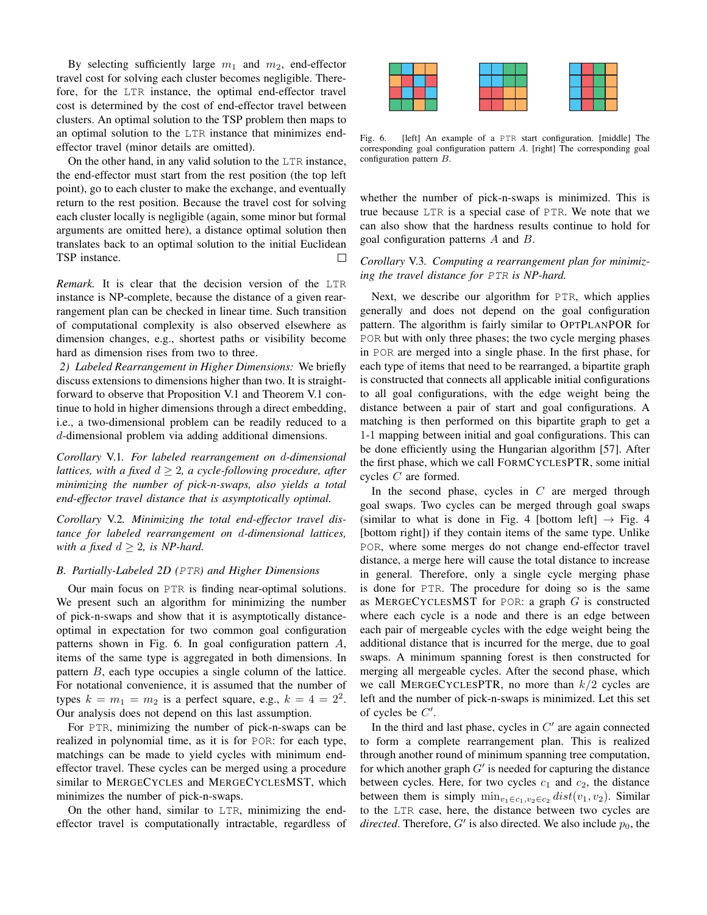By selecting sufficiently large $m_1$ and $m_2$, end-effector travel cost for solving each cluster becomes negligible. Therefore, for the LTR instance, the optimal end-effector travel cost is determined by the cost of end-effector travel between clusters. An optimal solution to the TSP problem then maps to an optimal solution to the LTR instance that minimizes end-effector travel (minor details are omitted).

On the other hand, in any valid solution to the LTR instance, the end-effector must start from the rest position (the top left point), go to each cluster to make the exchange, and eventually return to the rest position. Because the travel cost for solving each cluster locally is negligible (again, some minor but formal arguments are omitted here), a distance optimal solution then translates back to an optimal solution to the initial Euclidean TSP instance. □

*Remark.* It is clear that the decision version of the LTR instance is NP-complete, because the distance of a given rearrangement plan can be checked in linear time. Such transition of computational complexity is also observed elsewhere as dimension changes, e.g., shortest paths or visibility become hard as dimension rises from two to three.

*2) Labeled Rearrangement in Higher Dimensions:* We briefly discuss extensions to dimensions higher than two. It is straightforward to observe that Proposition V.1 and Theorem V.1 continue to hold in higher dimensions through a direct embedding, i.e., a two-dimensional problem can be readily reduced to a $d$-dimensional problem via adding additional dimensions.

*Corollary* V.1. *For labeled rearrangement on $d$-dimensional lattices, with a fixed $d \geq 2$, a cycle-following procedure, after minimizing the number of pick-n-swaps, also yields a total end-effector travel distance that is asymptotically optimal.*

*Corollary* V.2. *Minimizing the total end-effector travel distance for labeled rearrangement on $d$-dimensional lattices, with a fixed $d \geq 2$, is NP-hard.*

### *B. Partially-Labeled 2D (PTR) and Higher Dimensions*

Our main focus on PTR is finding near-optimal solutions. We present such an algorithm for minimizing the number of pick-n-swaps and show that it is asymptotically distance-optimal in expectation for two common goal configuration patterns shown in Fig. 6. In goal configuration pattern $A$, items of the same type is aggregated in both dimensions. In pattern $B$, each type occupies a single column of the lattice. For notational convenience, it is assumed that the number of types $k = m_1 = m_2$ is a perfect square, e.g., $k = 4 = 2^2$. Our analysis does not depend on this last assumption.

For PTR, minimizing the number of pick-n-swaps can be realized in polynomial time, as it is for POR: for each type, matchings can be made to yield cycles with minimum end-effector travel. These cycles can be merged using a procedure similar to MERGECYCLES and MERGECYCLESMST, which minimizes the number of pick-n-swaps.

On the other hand, similar to LTR, minimizing the end-effector travel is computationally intractable, regardless of whether the number of pick-n-swaps is minimized. This is true because LTR is a special case of PTR. We note that we can also show that the hardness results continue to hold for goal configuration patterns $A$ and $B$.

Fig. 6. [left] An example of a PTR start configuration. [middle] The corresponding goal configuration pattern $A$. [right] The corresponding goal configuration pattern $B$.

*Corollary* V.3. *Computing a rearrangement plan for minimizing the travel distance for PTR is NP-hard.*

Next, we describe our algorithm for PTR, which applies generally and does not depend on the goal configuration pattern. The algorithm is fairly similar to OPTPLANPOR for POR but with only three phases; the two cycle merging phases in POR are merged into a single phase. In the first phase, for each type of items that need to be rearranged, a bipartite graph is constructed that connects all applicable initial configurations to all goal configurations, with the edge weight being the distance between a pair of start and goal configurations. A matching is then performed on this bipartite graph to get a 1-1 mapping between initial and goal configurations. This can be done efficiently using the Hungarian algorithm [57]. After the first phase, which we call FORMCYCLESPTR, some initial cycles $C$ are formed.

In the second phase, cycles in $C$ are merged through goal swaps. Two cycles can be merged through goal swaps (similar to what is done in Fig. 4 [bottom left] → Fig. 4 [bottom right]) if they contain items of the same type. Unlike POR, where some merges do not change end-effector travel distance, a merge here will cause the total distance to increase in general. Therefore, only a single cycle merging phase is done for PTR. The procedure for doing so is the same as MERGECYCLESMST for POR: a graph $G$ is constructed where each cycle is a node and there is an edge between each pair of mergeable cycles with the edge weight being the additional distance that is incurred for the merge, due to goal swaps. A minimum spanning forest is then constructed for merging all mergeable cycles. After the second phase, which we call MERGECYCLESPTR, no more than $k/2$ cycles are left and the number of pick-n-swaps is minimized. Let this set of cycles be $C'$.

In the third and last phase, cycles in $C'$ are again connected to form a complete rearrangement plan. This is realized through another round of minimum spanning tree computation, for which another graph $G'$ is needed for capturing the distance between cycles. Here, for two cycles $c_1$ and $c_2$, the distance between them is simply $\min_{v_1 \in c_1, v_2 \in c_2} dist(v_1, v_2)$. Similar to the LTR case, here, the distance between two cycles are *directed*. Therefore, $G'$ is also directed. We also include $p_0$, the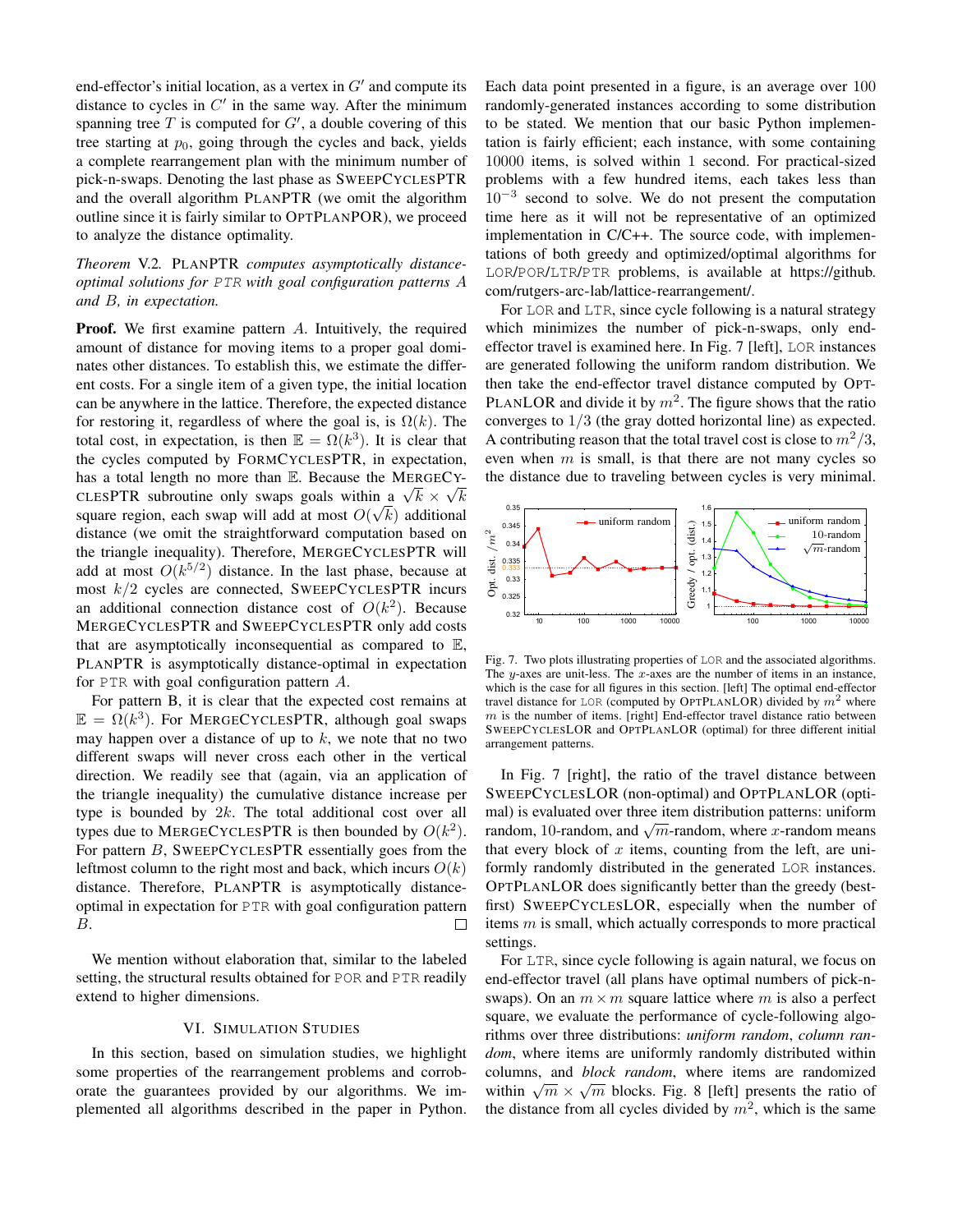end-effector's initial location, as a vertex in $G'$ and compute its distance to cycles in $C'$ in the same way. After the minimum spanning tree $T$ is computed for $G'$, a double covering of this tree starting at $p_0$, going through the cycles and back, yields a complete rearrangement plan with the minimum number of pick-n-swaps. Denoting the last phase as SWEEPCYCLESPTR and the overall algorithm PLANPTR (we omit the algorithm outline since it is fairly similar to OPTPLANPOR), we proceed to analyze the distance optimality.

*Theorem V.2.* PLANPTR *computes asymptotically distance-optimal solutions for* PTR *with goal configuration patterns $A$ and $B$, in expectation.*

**Proof.** We first examine pattern $A$. Intuitively, the required amount of distance for moving items to a proper goal dominates other distances. To establish this, we estimate the different costs. For a single item of a given type, the initial location can be anywhere in the lattice. Therefore, the expected distance for restoring it, regardless of where the goal is, is $\Omega(k)$. The total cost, in expectation, is then $\mathbb{E} = \Omega(k^3)$. It is clear that the cycles computed by FORMCYCLESPTR, in expectation, has a total length no more than $\mathbb{E}$. Because the MERGECYCLESPTR subroutine only swaps goals within a $\sqrt{k} \times \sqrt{k}$ square region, each swap will add at most $O(\sqrt{k})$ additional distance (we omit the straightforward computation based on the triangle inequality). Therefore, MERGECYCLESPTR will add at most $O(k^{5/2})$ distance. In the last phase, because at most $k/2$ cycles are connected, SWEEPCYCLESPTR incurs an additional connection distance cost of $O(k^2)$. Because MERGECYCLESPTR and SWEEPCYCLESPTR only add costs that are asymptotically inconsequential as compared to $\mathbb{E}$, PLANPTR is asymptotically distance-optimal in expectation for PTR with goal configuration pattern $A$.

For pattern B, it is clear that the expected cost remains at $\mathbb{E} = \Omega(k^3)$. For MERGECYCLESPTR, although goal swaps may happen over a distance of up to $k$, we note that no two different swaps will never cross each other in the vertical direction. We readily see that (again, via an application of the triangle inequality) the cumulative distance increase per type is bounded by $2k$. The total additional cost over all types due to MERGECYCLESPTR is then bounded by $O(k^2)$. For pattern $B$, SWEEPCYCLESPTR essentially goes from the leftmost column to the right most and back, which incurs $O(k)$ distance. Therefore, PLANPTR is asymptotically distance-optimal in expectation for PTR with goal configuration pattern $B$. □

We mention without elaboration that, similar to the labeled setting, the structural results obtained for POR and PTR readily extend to higher dimensions.

## VI. SIMULATION STUDIES

In this section, based on simulation studies, we highlight some properties of the rearrangement problems and corroborate the guarantees provided by our algorithms. We implemented all algorithms described in the paper in Python. Each data point presented in a figure, is an average over 100 randomly-generated instances according to some distribution to be stated. We mention that our basic Python implementation is fairly efficient; each instance, with some containing 10000 items, is solved within 1 second. For practical-sized problems with a few hundred items, each takes less than $10^{-3}$ second to solve. We do not present the computation time here as it will not be representative of an optimized implementation in C/C++. The source code, with implementations of both greedy and optimized/optimal algorithms for LOR/POR/LTR/PTR problems, is available at https://github.com/rutgers-arc-lab/lattice-rearrangement/.

For LOR and LTR, since cycle following is a natural strategy which minimizes the number of pick-n-swaps, only end-effector travel is examined here. In Fig. 7 [left], LOR instances are generated following the uniform random distribution. We then take the end-effector travel distance computed by OPTPLANLOR and divide it by $m^2$. The figure shows that the ratio converges to $1/3$ (the gray dotted horizontal line) as expected. A contributing reason that the total travel cost is close to $m^2/3$, even when $m$ is small, is that there are not many cycles so the distance due to traveling between cycles is very minimal.

Fig. 7. Two plots illustrating properties of LOR and the associated algorithms. The $y$-axes are unit-less. The $x$-axes are the number of items in an instance, which is the case for all figures in this section. [left] The optimal end-effector travel distance for LOR (computed by OPTPLANLOR) divided by $m^2$ where $m$ is the number of items. [right] End-effector travel distance ratio between SWEEPCYCLESLOR and OPTPLANLOR (optimal) for three different initial arrangement patterns.

In Fig. 7 [right], the ratio of the travel distance between SWEEPCYCLESLOR (non-optimal) and OPTPLANLOR (optimal) is evaluated over three item distribution patterns: uniform random, 10-random, and $\sqrt{m}$-random, where $x$-random means that every block of $x$ items, counting from the left, are uniformly randomly distributed in the generated LOR instances. OPTPLANLOR does significantly better than the greedy (best-first) SWEEPCYCLESLOR, especially when the number of items $m$ is small, which actually corresponds to more practical settings.

For LTR, since cycle following is again natural, we focus on end-effector travel (all plans have optimal numbers of pick-n-swaps). On an $m \times m$ square lattice where $m$ is also a perfect square, we evaluate the performance of cycle-following algorithms over three distributions: *uniform random*, *column random*, where items are uniformly randomly distributed within columns, and *block random*, where items are randomized within $\sqrt{m} \times \sqrt{m}$ blocks. Fig. 8 [left] presents the ratio of the distance from all cycles divided by $m^2$, which is the same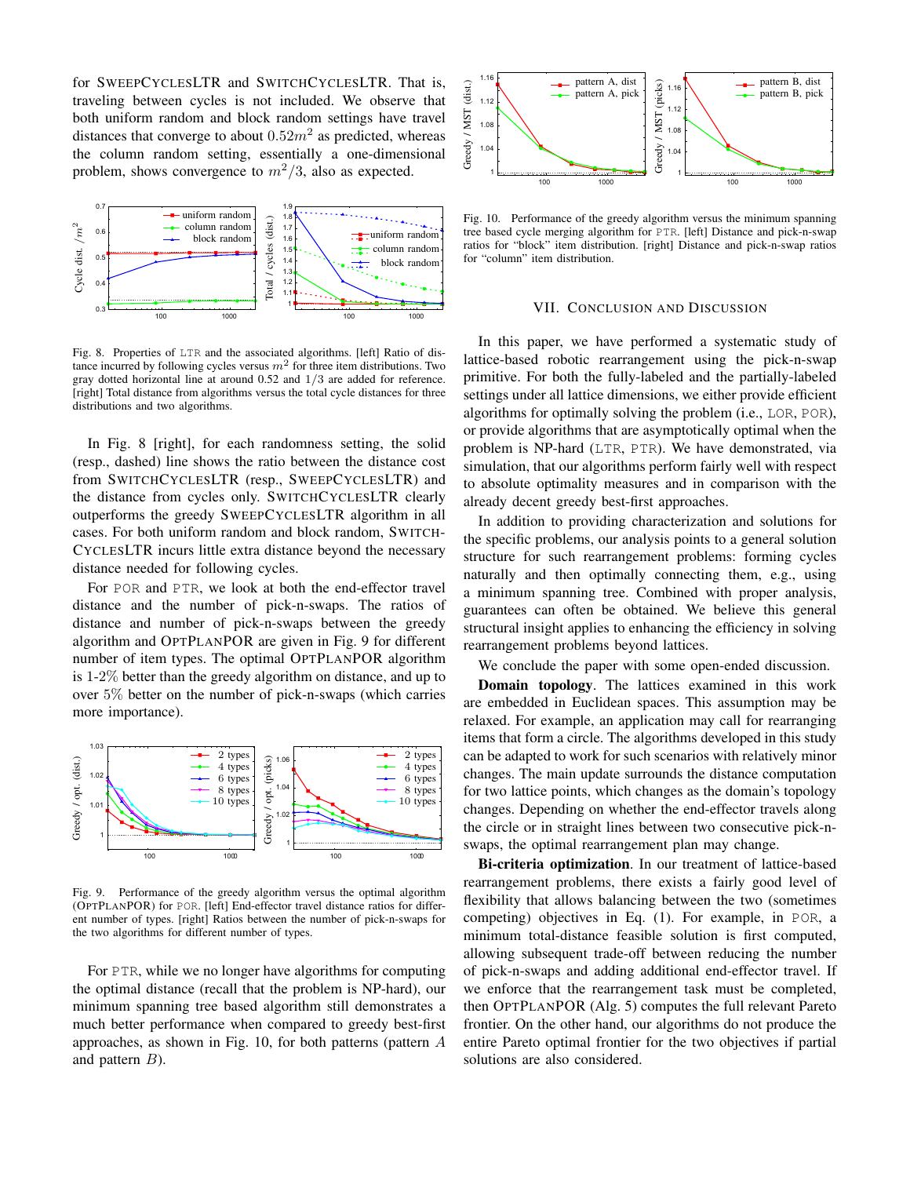for SweepCyclesLTR and SwitchCyclesLTR. That is, traveling between cycles is not included. We observe that both uniform random and block random settings have travel distances that converge to about $0.52m^2$ as predicted, whereas the column random setting, essentially a one-dimensional problem, shows convergence to $m^2/3$, also as expected.

Fig. 8. Properties of LTR and the associated algorithms. [left] Ratio of distance incurred by following cycles versus $m^2$ for three item distributions. Two gray dotted horizontal line at around 0.52 and $1/3$ are added for reference. [right] Total distance from algorithms versus the total cycle distances for three distributions and two algorithms.

In Fig. 8 [right], for each randomness setting, the solid (resp., dashed) line shows the ratio between the distance cost from SwitchCyclesLTR (resp., SweepCyclesLTR) and the distance from cycles only. SwitchCyclesLTR clearly outperforms the greedy SweepCyclesLTR algorithm in all cases. For both uniform random and block random, SwitchCyclesLTR incurs little extra distance beyond the necessary distance needed for following cycles.

For POR and PTR, we look at both the end-effector travel distance and the number of pick-n-swaps. The ratios of distance and number of pick-n-swaps between the greedy algorithm and OptPlanPOR are given in Fig. 9 for different number of item types. The optimal OptPlanPOR algorithm is 1-2% better than the greedy algorithm on distance, and up to over 5% better on the number of pick-n-swaps (which carries more importance).

Fig. 9. Performance of the greedy algorithm versus the optimal algorithm (OptPlanPOR) for POR. [left] End-effector travel distance ratios for different number of types. [right] Ratios between the number of pick-n-swaps for the two algorithms for different number of types.

For PTR, while we no longer have algorithms for computing the optimal distance (recall that the problem is NP-hard), our minimum spanning tree based algorithm still demonstrates a much better performance when compared to greedy best-first approaches, as shown in Fig. 10, for both patterns (pattern $A$ and pattern $B$).

Fig. 10. Performance of the greedy algorithm versus the minimum spanning tree based cycle merging algorithm for PTR. [left] Distance and pick-n-swap ratios for "block" item distribution. [right] Distance and pick-n-swap ratios for "column" item distribution.

## VII. Conclusion and Discussion

In this paper, we have performed a systematic study of lattice-based robotic rearrangement using the pick-n-swap primitive. For both the fully-labeled and the partially-labeled settings under all lattice dimensions, we either provide efficient algorithms for optimally solving the problem (i.e., LOR, POR), or provide algorithms that are asymptotically optimal when the problem is NP-hard (LTR, PTR). We have demonstrated, via simulation, that our algorithms perform fairly well with respect to absolute optimality measures and in comparison with the already decent greedy best-first approaches.

In addition to providing characterization and solutions for the specific problems, our analysis points to a general solution structure for such rearrangement problems: forming cycles naturally and then optimally connecting them, e.g., using a minimum spanning tree. Combined with proper analysis, guarantees can often be obtained. We believe this general structural insight applies to enhancing the efficiency in solving rearrangement problems beyond lattices.

We conclude the paper with some open-ended discussion.

**Domain topology**. The lattices examined in this work are embedded in Euclidean spaces. This assumption may be relaxed. For example, an application may call for rearranging items that form a circle. The algorithms developed in this study can be adapted to work for such scenarios with relatively minor changes. The main update surrounds the distance computation for two lattice points, which changes as the domain's topology changes. Depending on whether the end-effector travels along the circle or in straight lines between two consecutive pick-n-swaps, the optimal rearrangement plan may change.

**Bi-criteria optimization**. In our treatment of lattice-based rearrangement problems, there exists a fairly good level of flexibility that allows balancing between the two (sometimes competing) objectives in Eq. (1). For example, in POR, a minimum total-distance feasible solution is first computed, allowing subsequent trade-off between reducing the number of pick-n-swaps and adding additional end-effector travel. If we enforce that the rearrangement task must be completed, then OptPlanPOR (Alg. 5) computes the full relevant Pareto frontier. On the other hand, our algorithms do not produce the entire Pareto optimal frontier for the two objectives if partial solutions are also considered.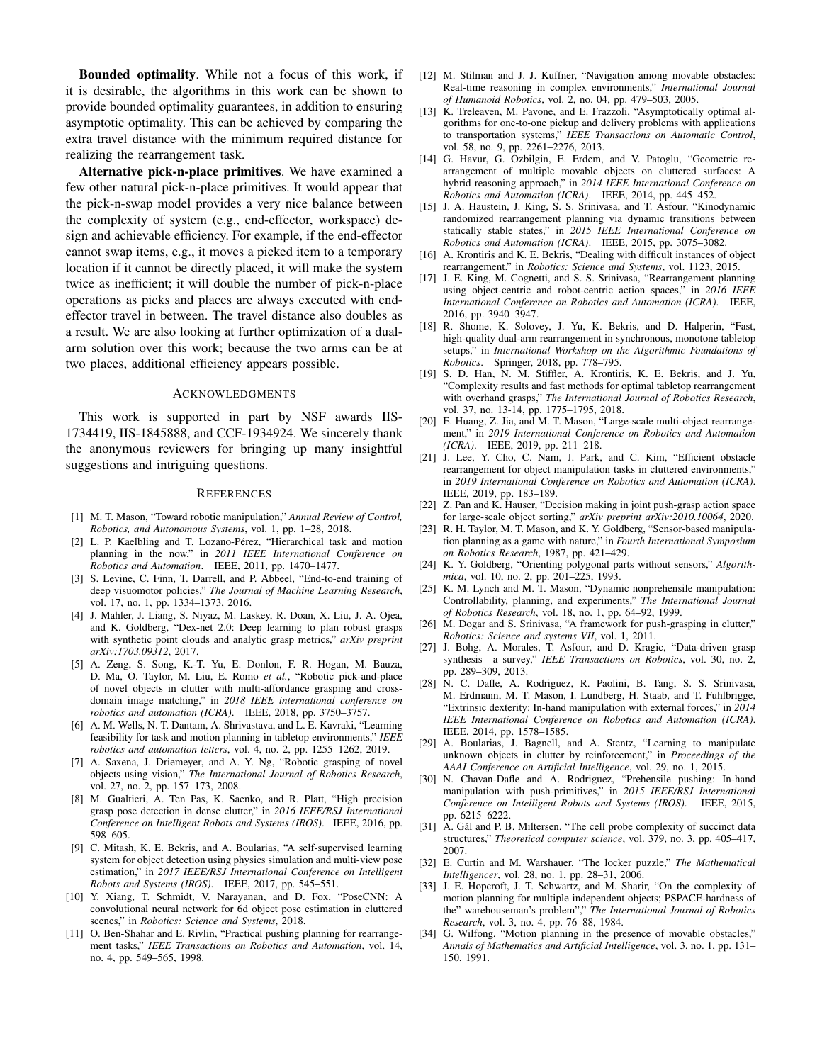**Bounded optimality**. While not a focus of this work, if it is desirable, the algorithms in this work can be shown to provide bounded optimality guarantees, in addition to ensuring asymptotic optimality. This can be achieved by comparing the extra travel distance with the minimum required distance for realizing the rearrangement task.

**Alternative pick-n-place primitives**. We have examined a few other natural pick-n-place primitives. It would appear that the pick-n-swap model provides a very nice balance between the complexity of system (e.g., end-effector, workspace) design and achievable efficiency. For example, if the end-effector cannot swap items, e.g., it moves a picked item to a temporary location if it cannot be directly placed, it will make the system twice as inefficient; it will double the number of pick-n-place operations as picks and places are always executed with end-effector travel in between. The travel distance also doubles as a result. We are also looking at further optimization of a dual-arm solution over this work; because the two arms can be at two places, additional efficiency appears possible.

## Acknowledgments

This work is supported in part by NSF awards IIS-1734419, IIS-1845888, and CCF-1934924. We sincerely thank the anonymous reviewers for bringing up many insightful suggestions and intriguing questions.

## References

[1] M. T. Mason, "Toward robotic manipulation," *Annual Review of Control, Robotics, and Autonomous Systems*, vol. 1, pp. 1–28, 2018.

[2] L. P. Kaelbling and T. Lozano-Pérez, "Hierarchical task and motion planning in the now," in *2011 IEEE International Conference on Robotics and Automation*. IEEE, 2011, pp. 1470–1477.

[3] S. Levine, C. Finn, T. Darrell, and P. Abbeel, "End-to-end training of deep visuomotor policies," *The Journal of Machine Learning Research*, vol. 17, no. 1, pp. 1334–1373, 2016.

[4] J. Mahler, J. Liang, S. Niyaz, M. Laskey, R. Doan, X. Liu, J. A. Ojea, and K. Goldberg, "Dex-net 2.0: Deep learning to plan robust grasps with synthetic point clouds and analytic grasp metrics," *arXiv preprint arXiv:1703.09312*, 2017.

[5] A. Zeng, S. Song, K.-T. Yu, E. Donlon, F. R. Hogan, M. Bauza, D. Ma, O. Taylor, M. Liu, E. Romo *et al.*, "Robotic pick-and-place of novel objects in clutter with multi-affordance grasping and cross-domain image matching," in *2018 IEEE international conference on robotics and automation (ICRA)*. IEEE, 2018, pp. 3750–3757.

[6] A. M. Wells, N. T. Dantam, A. Shrivastava, and L. E. Kavraki, "Learning feasibility for task and motion planning in tabletop environments," *IEEE robotics and automation letters*, vol. 4, no. 2, pp. 1255–1262, 2019.

[7] A. Saxena, J. Driemeyer, and A. Y. Ng, "Robotic grasping of novel objects using vision," *The International Journal of Robotics Research*, vol. 27, no. 2, pp. 157–173, 2008.

[8] M. Gualtieri, A. Ten Pas, K. Saenko, and R. Platt, "High precision grasp pose detection in dense clutter," in *2016 IEEE/RSJ International Conference on Intelligent Robots and Systems (IROS)*. IEEE, 2016, pp. 598–605.

[9] C. Mitash, K. E. Bekris, and A. Boularias, "A self-supervised learning system for object detection using physics simulation and multi-view pose estimation," in *2017 IEEE/RSJ International Conference on Intelligent Robots and Systems (IROS)*. IEEE, 2017, pp. 545–551.

[10] Y. Xiang, T. Schmidt, V. Narayanan, and D. Fox, "PoseCNN: A convolutional neural network for 6d object pose estimation in cluttered scenes," in *Robotics: Science and Systems*, 2018.

[11] O. Ben-Shahar and E. Rivlin, "Practical pushing planning for rearrangement tasks," *IEEE Transactions on Robotics and Automation*, vol. 14, no. 4, pp. 549–565, 1998.

[12] M. Stilman and J. J. Kuffner, "Navigation among movable obstacles: Real-time reasoning in complex environments," *International Journal of Humanoid Robotics*, vol. 2, no. 04, pp. 479–503, 2005.

[13] K. Treleaven, M. Pavone, and E. Frazzoli, "Asymptotically optimal algorithms for one-to-one pickup and delivery problems with applications to transportation systems," *IEEE Transactions on Automatic Control*, vol. 58, no. 9, pp. 2261–2276, 2013.

[14] G. Havur, G. Ozbilgin, E. Erdem, and V. Patoglu, "Geometric rearrangement of multiple movable objects on cluttered surfaces: A hybrid reasoning approach," in *2014 IEEE International Conference on Robotics and Automation (ICRA)*. IEEE, 2014, pp. 445–452.

[15] J. A. Haustein, J. King, S. S. Srinivasa, and T. Asfour, "Kinodynamic randomized rearrangement planning via dynamic transitions between statically stable states," in *2015 IEEE International Conference on Robotics and Automation (ICRA)*. IEEE, 2015, pp. 3075–3082.

[16] A. Krontiris and K. E. Bekris, "Dealing with difficult instances of object rearrangement." in *Robotics: Science and Systems*, vol. 1123, 2015.

[17] J. E. King, M. Cognetti, and S. S. Srinivasa, "Rearrangement planning using object-centric and robot-centric action spaces," in *2016 IEEE International Conference on Robotics and Automation (ICRA)*. IEEE, 2016, pp. 3940–3947.

[18] R. Shome, K. Solovey, J. Yu, K. Bekris, and D. Halperin, "Fast, high-quality dual-arm rearrangement in synchronous, monotone tabletop setups," in *International Workshop on the Algorithmic Foundations of Robotics*. Springer, 2018, pp. 778–795.

[19] S. D. Han, N. M. Stiffler, A. Krontiris, K. E. Bekris, and J. Yu, "Complexity results and fast methods for optimal tabletop rearrangement with overhand grasps," *The International Journal of Robotics Research*, vol. 37, no. 13-14, pp. 1775–1795, 2018.

[20] E. Huang, Z. Jia, and M. T. Mason, "Large-scale multi-object rearrangement," in *2019 International Conference on Robotics and Automation (ICRA)*. IEEE, 2019, pp. 211–218.

[21] J. Lee, Y. Cho, C. Nam, J. Park, and C. Kim, "Efficient obstacle rearrangement for object manipulation tasks in cluttered environments," in *2019 International Conference on Robotics and Automation (ICRA)*. IEEE, 2019, pp. 183–189.

[22] Z. Pan and K. Hauser, "Decision making in joint push-grasp action space for large-scale object sorting," *arXiv preprint arXiv:2010.10064*, 2020.

[23] R. H. Taylor, M. T. Mason, and K. Y. Goldberg, "Sensor-based manipulation planning as a game with nature," in *Fourth International Symposium on Robotics Research*, 1987, pp. 421–429.

[24] K. Y. Goldberg, "Orienting polygonal parts without sensors," *Algorithmica*, vol. 10, no. 2, pp. 201–225, 1993.

[25] K. M. Lynch and M. T. Mason, "Dynamic nonprehensile manipulation: Controllability, planning, and experiments," *The International Journal of Robotics Research*, vol. 18, no. 1, pp. 64–92, 1999.

[26] M. Dogar and S. Srinivasa, "A framework for push-grasping in clutter," *Robotics: Science and systems VII*, vol. 1, 2011.

[27] J. Bohg, A. Morales, T. Asfour, and D. Kragic, "Data-driven grasp synthesis—a survey," *IEEE Transactions on Robotics*, vol. 30, no. 2, pp. 289–309, 2013.

[28] N. C. Dafle, A. Rodriguez, R. Paolini, B. Tang, S. S. Srinivasa, M. Erdmann, M. T. Mason, I. Lundberg, H. Staab, and T. Fuhlbrigge, "Extrinsic dexterity: In-hand manipulation with external forces," in *2014 IEEE International Conference on Robotics and Automation (ICRA)*. IEEE, 2014, pp. 1578–1585.

[29] A. Boularias, J. Bagnell, and A. Stentz, "Learning to manipulate unknown objects in clutter by reinforcement," in *Proceedings of the AAAI Conference on Artificial Intelligence*, vol. 29, no. 1, 2015.

[30] N. Chavan-Dafle and A. Rodriguez, "Prehensile pushing: In-hand manipulation with push-primitives," in *2015 IEEE/RSJ International Conference on Intelligent Robots and Systems (IROS)*. IEEE, 2015, pp. 6215–6222.

[31] A. Gál and P. B. Miltersen, "The cell probe complexity of succinct data structures," *Theoretical computer science*, vol. 379, no. 3, pp. 405–417, 2007.

[32] E. Curtin and M. Warshauer, "The locker puzzle," *The Mathematical Intelligencer*, vol. 28, no. 1, pp. 28–31, 2006.

[33] J. E. Hopcroft, J. T. Schwartz, and M. Sharir, "On the complexity of motion planning for multiple independent objects; PSPACE-hardness of the" warehouseman's problem"," *The International Journal of Robotics Research*, vol. 3, no. 4, pp. 76–88, 1984.

[34] G. Wilfong, "Motion planning in the presence of movable obstacles," *Annals of Mathematics and Artificial Intelligence*, vol. 3, no. 1, pp. 131–150, 1991.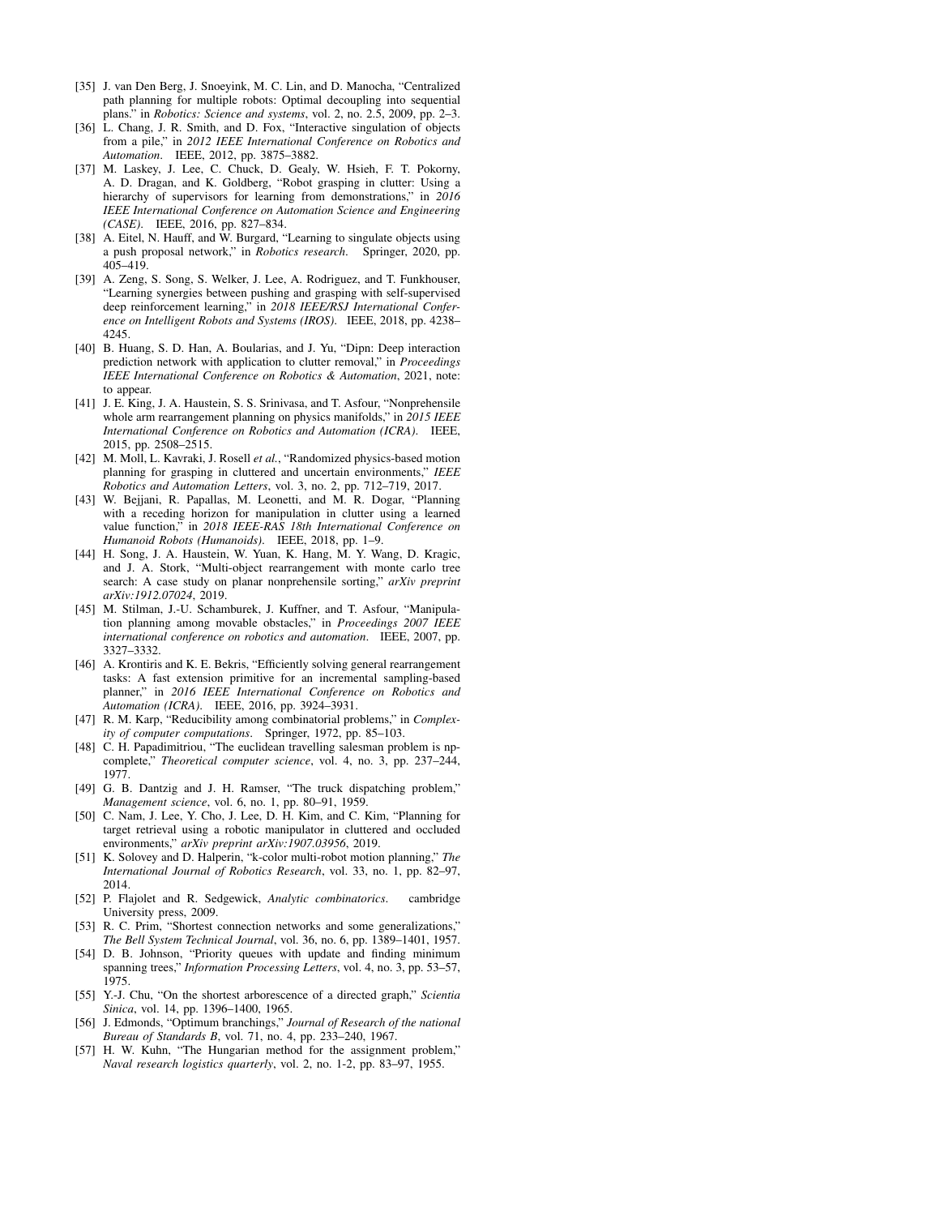[35] J. van Den Berg, J. Snoeyink, M. C. Lin, and D. Manocha, "Centralized path planning for multiple robots: Optimal decoupling into sequential plans." in *Robotics: Science and systems*, vol. 2, no. 2.5, 2009, pp. 2–3.

[36] L. Chang, J. R. Smith, and D. Fox, "Interactive singulation of objects from a pile," in *2012 IEEE International Conference on Robotics and Automation*. IEEE, 2012, pp. 3875–3882.

[37] M. Laskey, J. Lee, C. Chuck, D. Gealy, W. Hsieh, F. T. Pokorny, A. D. Dragan, and K. Goldberg, "Robot grasping in clutter: Using a hierarchy of supervisors for learning from demonstrations," in *2016 IEEE International Conference on Automation Science and Engineering (CASE)*. IEEE, 2016, pp. 827–834.

[38] A. Eitel, N. Hauff, and W. Burgard, "Learning to singulate objects using a push proposal network," in *Robotics research*. Springer, 2020, pp. 405–419.

[39] A. Zeng, S. Song, S. Welker, J. Lee, A. Rodriguez, and T. Funkhouser, "Learning synergies between pushing and grasping with self-supervised deep reinforcement learning," in *2018 IEEE/RSJ International Conference on Intelligent Robots and Systems (IROS)*. IEEE, 2018, pp. 4238–4245.

[40] B. Huang, S. D. Han, A. Boularias, and J. Yu, "Dipn: Deep interaction prediction network with application to clutter removal," in *Proceedings IEEE International Conference on Robotics & Automation*, 2021, note: to appear.

[41] J. E. King, J. A. Haustein, S. S. Srinivasa, and T. Asfour, "Nonprehensile whole arm rearrangement planning on physics manifolds," in *2015 IEEE International Conference on Robotics and Automation (ICRA)*. IEEE, 2015, pp. 2508–2515.

[42] M. Moll, L. Kavraki, J. Rosell *et al.*, "Randomized physics-based motion planning for grasping in cluttered and uncertain environments," *IEEE Robotics and Automation Letters*, vol. 3, no. 2, pp. 712–719, 2017.

[43] W. Bejjani, R. Papallas, M. Leonetti, and M. R. Dogar, "Planning with a receding horizon for manipulation in clutter using a learned value function," in *2018 IEEE-RAS 18th International Conference on Humanoid Robots (Humanoids)*. IEEE, 2018, pp. 1–9.

[44] H. Song, J. A. Haustein, W. Yuan, K. Hang, M. Y. Wang, D. Kragic, and J. A. Stork, "Multi-object rearrangement with monte carlo tree search: A case study on planar nonprehensile sorting," *arXiv preprint arXiv:1912.07024*, 2019.

[45] M. Stilman, J.-U. Schamburek, J. Kuffner, and T. Asfour, "Manipulation planning among movable obstacles," in *Proceedings 2007 IEEE international conference on robotics and automation*. IEEE, 2007, pp. 3327–3332.

[46] A. Krontiris and K. E. Bekris, "Efficiently solving general rearrangement tasks: A fast extension primitive for an incremental sampling-based planner," in *2016 IEEE International Conference on Robotics and Automation (ICRA)*. IEEE, 2016, pp. 3924–3931.

[47] R. M. Karp, "Reducibility among combinatorial problems," in *Complexity of computer computations*. Springer, 1972, pp. 85–103.

[48] C. H. Papadimitriou, "The euclidean travelling salesman problem is np-complete," *Theoretical computer science*, vol. 4, no. 3, pp. 237–244, 1977.

[49] G. B. Dantzig and J. H. Ramser, "The truck dispatching problem," *Management science*, vol. 6, no. 1, pp. 80–91, 1959.

[50] C. Nam, J. Lee, Y. Cho, J. Lee, D. H. Kim, and C. Kim, "Planning for target retrieval using a robotic manipulator in cluttered and occluded environments," *arXiv preprint arXiv:1907.03956*, 2019.

[51] K. Solovey and D. Halperin, "k-color multi-robot motion planning," *The International Journal of Robotics Research*, vol. 33, no. 1, pp. 82–97, 2014.

[52] P. Flajolet and R. Sedgewick, *Analytic combinatorics*. cambridge University press, 2009.

[53] R. C. Prim, "Shortest connection networks and some generalizations," *The Bell System Technical Journal*, vol. 36, no. 6, pp. 1389–1401, 1957.

[54] D. B. Johnson, "Priority queues with update and finding minimum spanning trees," *Information Processing Letters*, vol. 4, no. 3, pp. 53–57, 1975.

[55] Y.-J. Chu, "On the shortest arborescence of a directed graph," *Scientia Sinica*, vol. 14, pp. 1396–1400, 1965.

[56] J. Edmonds, "Optimum branchings," *Journal of Research of the national Bureau of Standards B*, vol. 71, no. 4, pp. 233–240, 1967.

[57] H. W. Kuhn, "The Hungarian method for the assignment problem," *Naval research logistics quarterly*, vol. 2, no. 1-2, pp. 83–97, 1955.